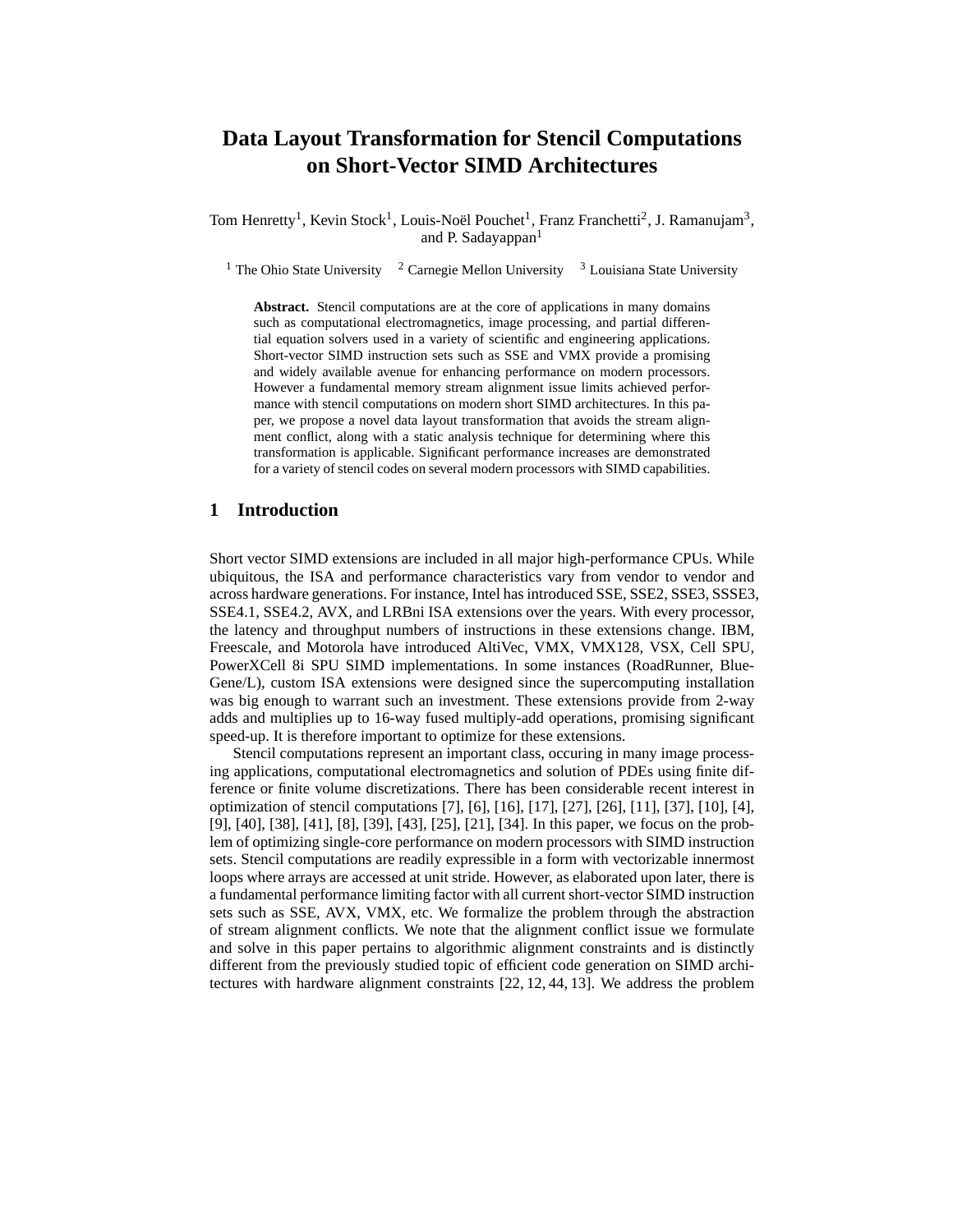# Data Layout Transformation for Stencil Computations on Short-Vector SIMD Architectures

Tom Henretty[1], Kevin Stock[1], Louis-Noël Pouchet[1], Franz Franchetti[2], J. Ramanujam[3], and P. Sadayappan[1]

[1] The Ohio State University [2] Carnegie Mellon University [3] Louisiana State University

**Abstract.** Stencil computations are at the core of applications in many domains such as computational electromagnetics, image processing, and partial differential equation solvers used in a variety of scientific and engineering applications. Short-vector SIMD instruction sets such as SSE and VMX provide a promising and widely available avenue for enhancing performance on modern processors. However a fundamental memory stream alignment issue limits achieved performance with stencil computations on modern short SIMD architectures. In this paper, we propose a novel data layout transformation that avoids the stream alignment conflict, along with a static analysis technique for determining where this transformation is applicable. Significant performance increases are demonstrated for a variety of stencil codes on several modern processors with SIMD capabilities.

## 1 Introduction

Short vector SIMD extensions are included in all major high-performance CPUs. While ubiquitous, the ISA and performance characteristics vary from vendor to vendor and across hardware generations. For instance, Intel has introduced SSE, SSE2, SSE3, SSSE3, SSE4.1, SSE4.2, AVX, and LRBni ISA extensions over the years. With every processor, the latency and throughput numbers of instructions in these extensions change. IBM, Freescale, and Motorola have introduced AltiVec, VMX, VMX128, VSX, Cell SPU, PowerXCell 8i SPU SIMD implementations. In some instances (RoadRunner, BlueGene/L), custom ISA extensions were designed since the supercomputing installation was big enough to warrant such an investment. These extensions provide from 2-way adds and multiplies up to 16-way fused multiply-add operations, promising significant speed-up. It is therefore important to optimize for these extensions.

Stencil computations represent an important class, occuring in many image processing applications, computational electromagnetics and solution of PDEs using finite difference or finite volume discretizations. There has been considerable recent interest in optimization of stencil computations [7], [6], [16], [17], [27], [26], [11], [37], [10], [4], [9], [40], [38], [41], [8], [39], [43], [25], [21], [34]. In this paper, we focus on the problem of optimizing single-core performance on modern processors with SIMD instruction sets. Stencil computations are readily expressible in a form with vectorizable innermost loops where arrays are accessed at unit stride. However, as elaborated upon later, there is a fundamental performance limiting factor with all current short-vector SIMD instruction sets such as SSE, AVX, VMX, etc. We formalize the problem through the abstraction of stream alignment conflicts. We note that the alignment conflict issue we formulate and solve in this paper pertains to algorithmic alignment constraints and is distinctly different from the previously studied topic of efficient code generation on SIMD architectures with hardware alignment constraints [22, 12, 44, 13]. We address the problem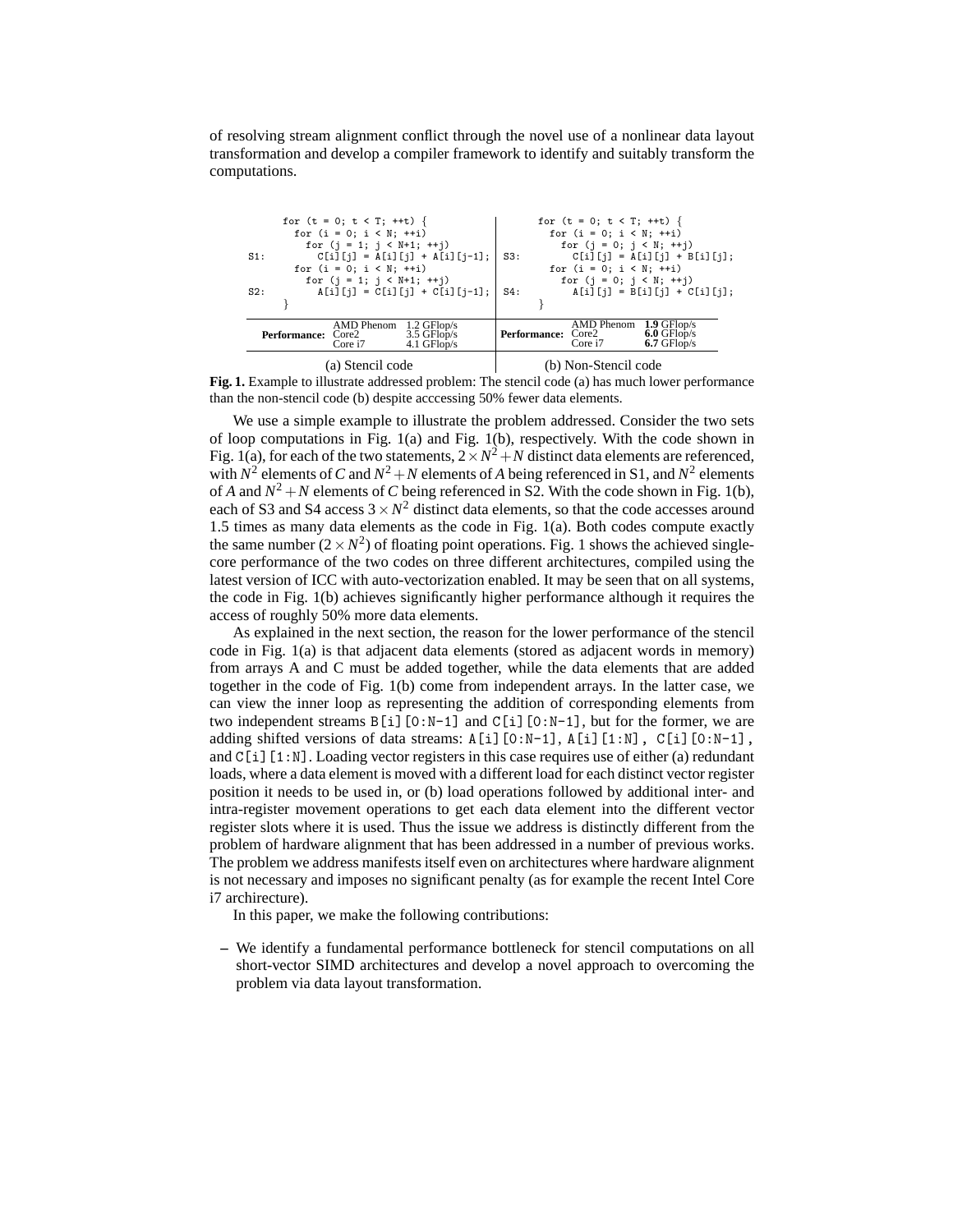of resolving stream alignment conflict through the novel use of a nonlinear data layout transformation and develop a compiler framework to identify and suitably transform the computations.

**(a) Stencil code**

```
      for (t = 0; t < T; ++t) {
        for (i = 0; i < N; ++i)
          for (j = 1; j < N+1; ++j)
S1:         C[i][j] = A[i][j] + A[i][j-1];
        for (i = 0; i < N; ++i)
          for (j = 1; j < N+1; ++j)
S2:         A[i][j] = C[i][j] + C[i][j-1];
      }
```

| Performance: | |
|---|---|
| AMD Phenom | 1.2 GFlop/s |
| Core2 | 3.5 GFlop/s |
| Core i7 | 4.1 GFlop/s |

**(b) Non-Stencil code**

```
      for (t = 0; t < T; ++t) {
        for (i = 0; i < N; ++i)
          for (j = 0; j < N; ++j)
S3:         C[i][j] = A[i][j] + B[i][j];
        for (i = 0; i < N; ++i)
          for (j = 0; j < N; ++j)
S4:         A[i][j] = B[i][j] + C[i][j];
      }
```

| Performance: | |
|---|---|
| AMD Phenom | **1.9** GFlop/s |
| Core2 | **6.0** GFlop/s |
| Core i7 | **6.7** GFlop/s |

**Fig. 1.** Example to illustrate addressed problem: The stencil code (a) has much lower performance than the non-stencil code (b) despite acccessing 50% fewer data elements.

We use a simple example to illustrate the problem addressed. Consider the two sets of loop computations in Fig. 1(a) and Fig. 1(b), respectively. With the code shown in Fig. 1(a), for each of the two statements, $2\times N^2+N$ distinct data elements are referenced, with $N^2$ elements of $C$ and $N^2+N$ elements of $A$ being referenced in S1, and $N^2$ elements of $A$ and $N^2+N$ elements of $C$ being referenced in S2. With the code shown in Fig. 1(b), each of S3 and S4 access $3\times N^2$ distinct data elements, so that the code accesses around 1.5 times as many data elements as the code in Fig. 1(a). Both codes compute exactly the same number $(2\times N^2)$ of floating point operations. Fig. 1 shows the achieved single-core performance of the two codes on three different architectures, compiled using the latest version of ICC with auto-vectorization enabled. It may be seen that on all systems, the code in Fig. 1(b) achieves significantly higher performance although it requires the access of roughly 50% more data elements.

As explained in the next section, the reason for the lower performance of the stencil code in Fig. 1(a) is that adjacent data elements (stored as adjacent words in memory) from arrays A and C must be added together, while the data elements that are added together in the code of Fig. 1(b) come from independent arrays. In the latter case, we can view the inner loop as representing the addition of corresponding elements from two independent streams `B[i][0:N-1]` and `C[i][0:N-1]`, but for the former, we are adding shifted versions of data streams: `A[i][0:N-1]`, `A[i][1:N]`, `C[i][0:N-1]`, and `C[i][1:N]`. Loading vector registers in this case requires use of either (a) redundant loads, where a data element is moved with a different load for each distinct vector register position it needs to be used in, or (b) load operations followed by additional inter- and intra-register movement operations to get each data element into the different vector register slots where it is used. Thus the issue we address is distinctly different from the problem of hardware alignment that has been addressed in a number of previous works. The problem we address manifests itself even on architectures where hardware alignment is not necessary and imposes no significant penalty (as for example the recent Intel Core i7 archirecture).

In this paper, we make the following contributions:

- We identify a fundamental performance bottleneck for stencil computations on all short-vector SIMD architectures and develop a novel approach to overcoming the problem via data layout transformation.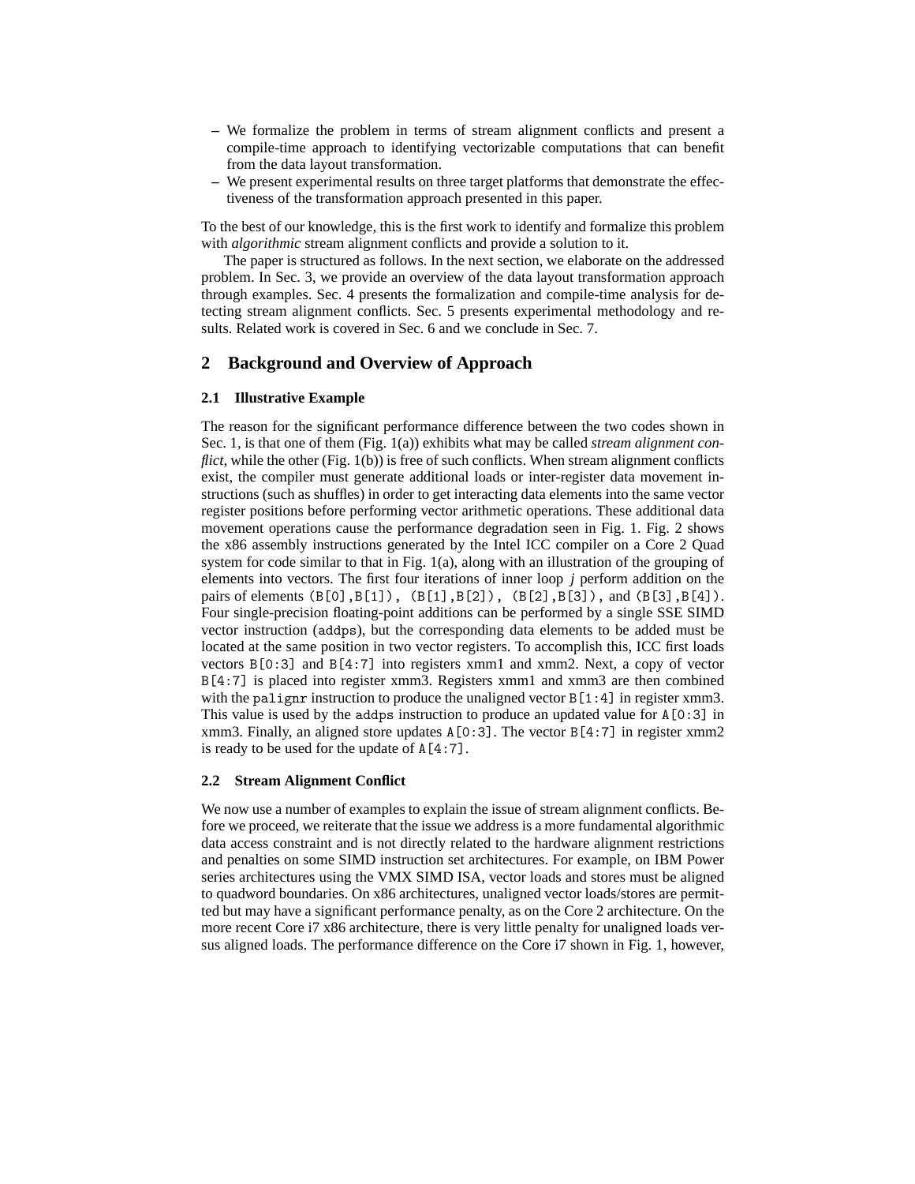- We formalize the problem in terms of stream alignment conflicts and present a compile-time approach to identifying vectorizable computations that can benefit from the data layout transformation.
- We present experimental results on three target platforms that demonstrate the effectiveness of the transformation approach presented in this paper.

To the best of our knowledge, this is the first work to identify and formalize this problem with *algorithmic* stream alignment conflicts and provide a solution to it.

The paper is structured as follows. In the next section, we elaborate on the addressed problem. In Sec. 3, we provide an overview of the data layout transformation approach through examples. Sec. 4 presents the formalization and compile-time analysis for detecting stream alignment conflicts. Sec. 5 presents experimental methodology and results. Related work is covered in Sec. 6 and we conclude in Sec. 7.

## 2 Background and Overview of Approach

### 2.1 Illustrative Example

The reason for the significant performance difference between the two codes shown in Sec. 1, is that one of them (Fig. 1(a)) exhibits what may be called *stream alignment conflict*, while the other (Fig. 1(b)) is free of such conflicts. When stream alignment conflicts exist, the compiler must generate additional loads or inter-register data movement instructions (such as shuffles) in order to get interacting data elements into the same vector register positions before performing vector arithmetic operations. These additional data movement operations cause the performance degradation seen in Fig. 1. Fig. 2 shows the x86 assembly instructions generated by the Intel ICC compiler on a Core 2 Quad system for code similar to that in Fig. 1(a), along with an illustration of the grouping of elements into vectors. The first four iterations of inner loop $j$ perform addition on the pairs of elements `(B[0],B[1])`, `(B[1],B[2])`, `(B[2],B[3])`, and `(B[3],B[4])`. Four single-precision floating-point additions can be performed by a single SSE SIMD vector instruction (`addps`), but the corresponding data elements to be added must be located at the same position in two vector registers. To accomplish this, ICC first loads vectors `B[0:3]` and `B[4:7]` into registers xmm1 and xmm2. Next, a copy of vector `B[4:7]` is placed into register xmm3. Registers xmm1 and xmm3 are then combined with the `palignr` instruction to produce the unaligned vector `B[1:4]` in register xmm3. This value is used by the `addps` instruction to produce an updated value for `A[0:3]` in xmm3. Finally, an aligned store updates `A[0:3]`. The vector `B[4:7]` in register xmm2 is ready to be used for the update of `A[4:7]`.

### 2.2 Stream Alignment Conflict

We now use a number of examples to explain the issue of stream alignment conflicts. Before we proceed, we reiterate that the issue we address is a more fundamental algorithmic data access constraint and is not directly related to the hardware alignment restrictions and penalties on some SIMD instruction set architectures. For example, on IBM Power series architectures using the VMX SIMD ISA, vector loads and stores must be aligned to quadword boundaries. On x86 architectures, unaligned vector loads/stores are permitted but may have a significant performance penalty, as on the Core 2 architecture. On the more recent Core i7 x86 architecture, there is very little penalty for unaligned loads versus aligned loads. The performance difference on the Core i7 shown in Fig. 1, however,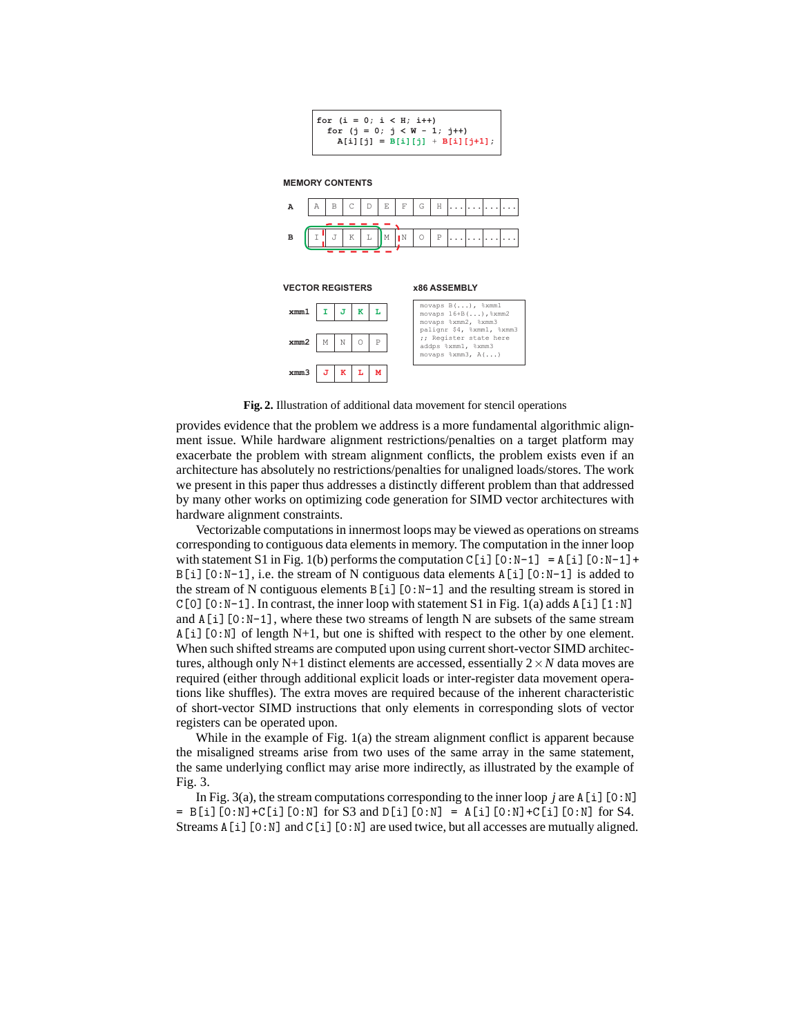```
for (i = 0; i < H; i++)
  for (j = 0; j < W - 1; j++)
    A[i][j] = B[i][j] + B[i][j+1];
```

MEMORY CONTENTS

| A | A | B | C | D | E | F | G | H | ... | ... | ... | ... |
|---|---|---|---|---|---|---|---|---|---|---|---|---|
| B | I | J | K | L | M | N | O | P | ... | ... | ... | ... |

VECTOR REGISTERS

| | | | | |
|---|---|---|---|---|
| xmm1 | I | J | K | L |
| xmm2 | M | N | O | P |
| xmm3 | J | K | L | M |

x86 ASSEMBLY

```
movaps B(...), %xmm1
movaps 16+B(...),%xmm2
movaps %xmm2, %xmm3
palignr $4, %xmm1, %xmm3
;; Register state here
addps %xmm1, %xmm3
movaps %xmm3, A(...)
```

**Fig. 2.** Illustration of additional data movement for stencil operations

provides evidence that the problem we address is a more fundamental algorithmic alignment issue. While hardware alignment restrictions/penalties on a target platform may exacerbate the problem with stream alignment conflicts, the problem exists even if an architecture has absolutely no restrictions/penalties for unaligned loads/stores. The work we present in this paper thus addresses a distinctly different problem than that addressed by many other works on optimizing code generation for SIMD vector architectures with hardware alignment constraints.

Vectorizable computations in innermost loops may be viewed as operations on streams corresponding to contiguous data elements in memory. The computation in the inner loop with statement S1 in Fig. 1(b) performs the computation `C[i][0:N-1] = A[i][0:N-1]+B[i][0:N-1]`, i.e. the stream of N contiguous data elements `A[i][0:N-1]` is added to the stream of N contiguous elements `B[i][0:N-1]` and the resulting stream is stored in `C[0][0:N-1]`. In contrast, the inner loop with statement S1 in Fig. 1(a) adds `A[i][1:N]` and `A[i][0:N-1]`, where these two streams of length N are subsets of the same stream `A[i][0:N]` of length N+1, but one is shifted with respect to the other by one element. When such shifted streams are computed upon using current short-vector SIMD architectures, although only N+1 distinct elements are accessed, essentially $2 \times N$ data moves are required (either through additional explicit loads or inter-register data movement operations like shuffles). The extra moves are required because of the inherent characteristic of short-vector SIMD instructions that only elements in corresponding slots of vector registers can be operated upon.

While in the example of Fig. 1(a) the stream alignment conflict is apparent because the misaligned streams arise from two uses of the same array in the same statement, the same underlying conflict may arise more indirectly, as illustrated by the example of Fig. 3.

In Fig. 3(a), the stream computations corresponding to the inner loop $j$ are `A[i][0:N] = B[i][0:N]+C[i][0:N]` for S3 and `D[i][0:N] = A[i][0:N]+C[i][0:N]` for S4. Streams `A[i][0:N]` and `C[i][0:N]` are used twice, but all accesses are mutually aligned.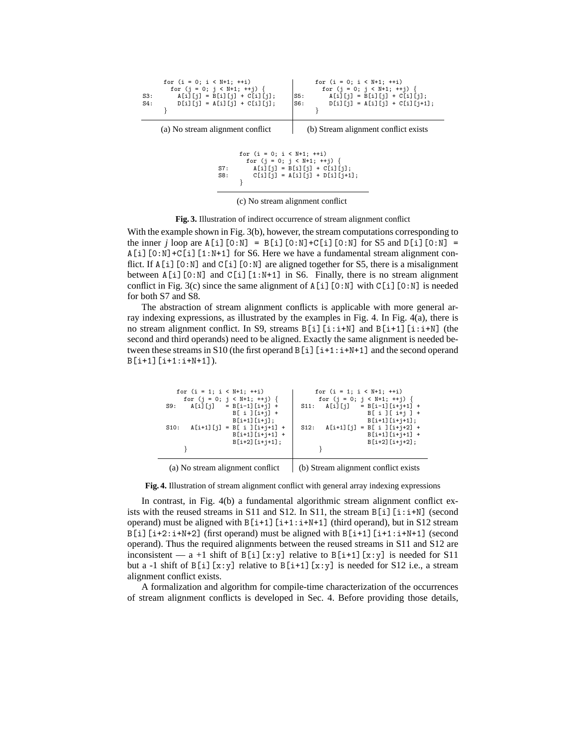```
      for (i = 0; i < N+1; ++i)
        for (j = 0; j < N+1; ++j) {
S3:       A[i][j] = B[i][j] + C[i][j];
S4:       D[i][j] = A[i][j] + C[i][j];
      }
```

(a) No stream alignment conflict

```
      for (i = 0; i < N+1; ++i)
        for (j = 0; j < N+1; ++j) {
S5:       A[i][j] = B[i][j] + C[i][j];
S6:       D[i][j] = A[i][j] + C[i][j+1];
      }
```

(b) Stream alignment conflict exists

```
      for (i = 0; i < N+1; ++i)
        for (j = 0; j < N+1; ++j) {
S7:       A[i][j] = B[i][j] + C[i][j];
S8:       C[i][j] = A[i][j] + D[i][j+1];
      }
```

(c) No stream alignment conflict

**Fig. 3.** Illustration of indirect occurrence of stream alignment conflict

With the example shown in Fig. 3(b), however, the stream computations corresponding to the inner *j* loop are `A[i][0:N] = B[i][0:N]+C[i][0:N]` for S5 and `D[i][0:N] = A[i][0:N]+C[i][1:N+1]` for S6. Here we have a fundamental stream alignment conflict. If `A[i][0:N]` and `C[i][0:N]` are aligned together for S5, there is a misalignment between `A[i][0:N]` and `C[i][1:N+1]` in S6. Finally, there is no stream alignment conflict in Fig. 3(c) since the same alignment of `A[i][0:N]` with `C[i][0:N]` is needed for both S7 and S8.

The abstraction of stream alignment conflicts is applicable with more general array indexing expressions, as illustrated by the examples in Fig. 4. In Fig. 4(a), there is no stream alignment conflict. In S9, streams `B[i][i:i+N]` and `B[i+1][i:i+N]` (the second and third operands) need to be aligned. Exactly the same alignment is needed between these streams in S10 (the first operand `B[i][i+1:i+N+1]` and the second operand `B[i+1][i+1:i+N+1]`).

```
     for (i = 1; i < N+1; ++i)
       for (j = 0; j < N+1; ++j) {
S9:     A[i][j]   = B[i-1][i+j] +
                    B[ i ][i+j] +
                    B[i+1][i+j];
S10:    A[i+1][j] = B[ i ][i+j+1] +
                    B[i+1][i+j+1] +
                    B[i+2][i+j+1];
     }
```

(a) No stream alignment conflict

```
     for (i = 1; i < N+1; ++i)
       for (j = 0; j < N+1; ++j) {
S11:    A[i][j]   = B[i-1][i+j+1] +
                    B[ i ][ i+j ] +
                    B[i+1][i+j+1];
S12:    A[i+1][j] = B[ i ][i+j+2] +
                    B[i+1][i+j+1] +
                    B[i+2][i+j+2];
     }
```

(b) Stream alignment conflict exists

**Fig. 4.** Illustration of stream alignment conflict with general array indexing expressions

In contrast, in Fig. 4(b) a fundamental algorithmic stream alignment conflict exists with the reused streams in S11 and S12. In S11, the stream `B[i][i:i+N]` (second operand) must be aligned with `B[i+1][i+1:i+N+1]` (third operand), but in S12 stream `B[i][i+2:i+N+2]` (first operand) must be aligned with `B[i+1][i+1:i+N+1]` (second operand). Thus the required alignments between the reused streams in S11 and S12 are inconsistent — a +1 shift of `B[i][x:y]` relative to `B[i+1][x:y]` is needed for S11 but a -1 shift of `B[i][x:y]` relative to `B[i+1][x:y]` is needed for S12 i.e., a stream alignment conflict exists.

A formalization and algorithm for compile-time characterization of the occurrences of stream alignment conflicts is developed in Sec. 4. Before providing those details,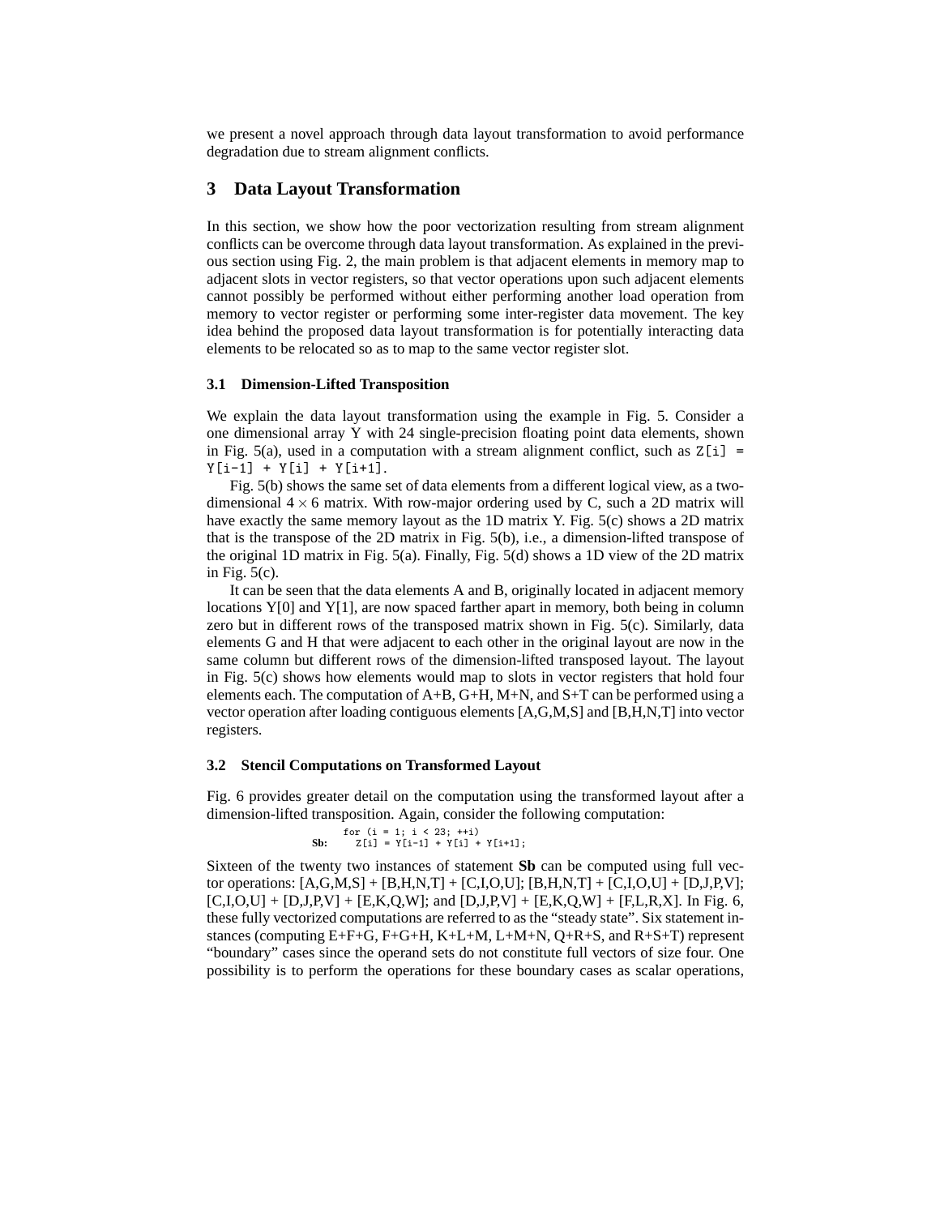we present a novel approach through data layout transformation to avoid performance degradation due to stream alignment conflicts.

## 3 Data Layout Transformation

In this section, we show how the poor vectorization resulting from stream alignment conflicts can be overcome through data layout transformation. As explained in the previous section using Fig. 2, the main problem is that adjacent elements in memory map to adjacent slots in vector registers, so that vector operations upon such adjacent elements cannot possibly be performed without either performing another load operation from memory to vector register or performing some inter-register data movement. The key idea behind the proposed data layout transformation is for potentially interacting data elements to be relocated so as to map to the same vector register slot.

### 3.1 Dimension-Lifted Transposition

We explain the data layout transformation using the example in Fig. 5. Consider a one dimensional array Y with 24 single-precision floating point data elements, shown in Fig. 5(a), used in a computation with a stream alignment conflict, such as `Z[i] = Y[i-1] + Y[i] + Y[i+1]`.

Fig. 5(b) shows the same set of data elements from a different logical view, as a two-dimensional $4 \times 6$ matrix. With row-major ordering used by C, such a 2D matrix will have exactly the same memory layout as the 1D matrix Y. Fig. 5(c) shows a 2D matrix that is the transpose of the 2D matrix in Fig. 5(b), i.e., a dimension-lifted transpose of the original 1D matrix in Fig. 5(a). Finally, Fig. 5(d) shows a 1D view of the 2D matrix in Fig. 5(c).

It can be seen that the data elements A and B, originally located in adjacent memory locations Y[0] and Y[1], are now spaced farther apart in memory, both being in column zero but in different rows of the transposed matrix shown in Fig. 5(c). Similarly, data elements G and H that were adjacent to each other in the original layout are now in the same column but different rows of the dimension-lifted transposed layout. The layout in Fig. 5(c) shows how elements would map to slots in vector registers that hold four elements each. The computation of A+B, G+H, M+N, and S+T can be performed using a vector operation after loading contiguous elements [A,G,M,S] and [B,H,N,T] into vector registers.

### 3.2 Stencil Computations on Transformed Layout

Fig. 6 provides greater detail on the computation using the transformed layout after a dimension-lifted transposition. Again, consider the following computation:

```
     for (i = 1; i < 23; ++i)
Sb:    Z[i] = Y[i-1] + Y[i] + Y[i+1];
```

Sixteen of the twenty two instances of statement **Sb** can be computed using full vector operations: [A,G,M,S] + [B,H,N,T] + [C,I,O,U]; [B,H,N,T] + [C,I,O,U] + [D,J,P,V]; [C,I,O,U] + [D,J,P,V] + [E,K,Q,W]; and [D,J,P,V] + [E,K,Q,W] + [F,L,R,X]. In Fig. 6, these fully vectorized computations are referred to as the "steady state". Six statement instances (computing E+F+G, F+G+H, K+L+M, L+M+N, Q+R+S, and R+S+T) represent "boundary" cases since the operand sets do not constitute full vectors of size four. One possibility is to perform the operations for these boundary cases as scalar operations,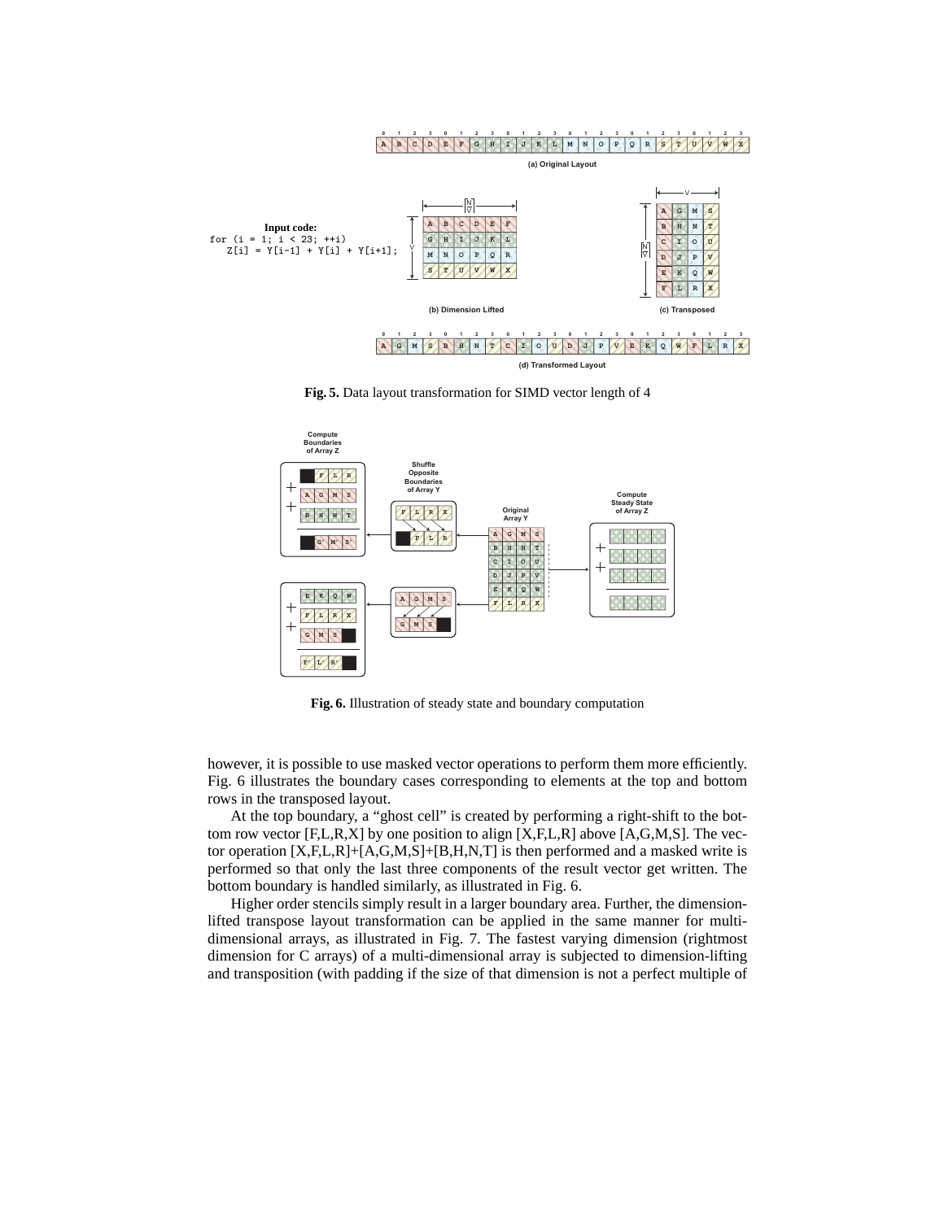(a) Original Layout

**Input code:**

```
for (i = 1; i < 23; ++i)
   Z[i] = Y[i-1] + Y[i] + Y[i+1];
```

(b) Dimension Lifted

(c) Transposed

(d) Transformed Layout

**Fig. 5.** Data layout transformation for SIMD vector length of 4

**Fig. 6.** Illustration of steady state and boundary computation

however, it is possible to use masked vector operations to perform them more efficiently. Fig. 6 illustrates the boundary cases corresponding to elements at the top and bottom rows in the transposed layout.

At the top boundary, a "ghost cell" is created by performing a right-shift to the bottom row vector [F,L,R,X] by one position to align [X,F,L,R] above [A,G,M,S]. The vector operation [X,F,L,R]+[A,G,M,S]+[B,H,N,T] is then performed and a masked write is performed so that only the last three components of the result vector get written. The bottom boundary is handled similarly, as illustrated in Fig. 6.

Higher order stencils simply result in a larger boundary area. Further, the dimension-lifted transpose layout transformation can be applied in the same manner for multi-dimensional arrays, as illustrated in Fig. 7. The fastest varying dimension (rightmost dimension for C arrays) of a multi-dimensional array is subjected to dimension-lifting and transposition (with padding if the size of that dimension is not a perfect multiple of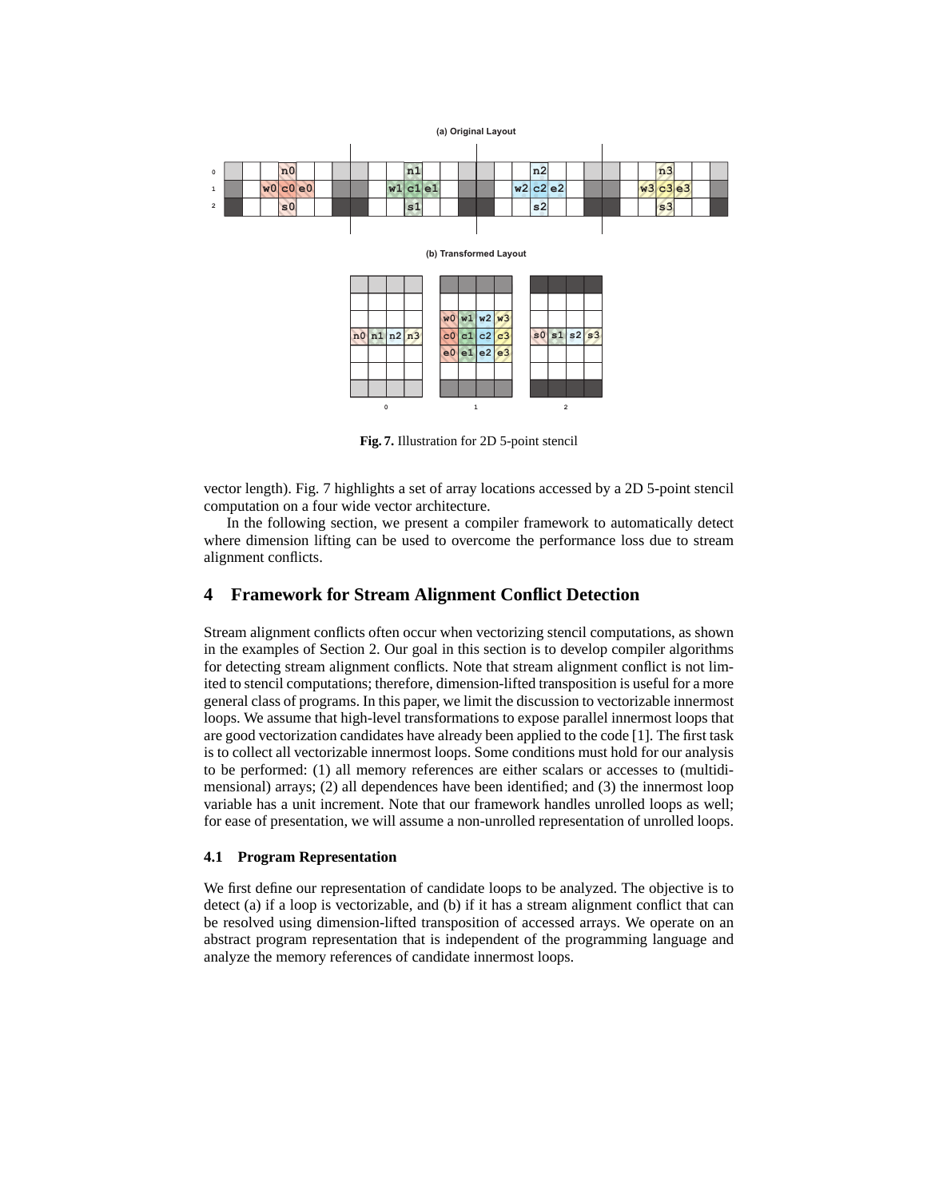**Fig. 7.** Illustration for 2D 5-point stencil

vector length). Fig. 7 highlights a set of array locations accessed by a 2D 5-point stencil computation on a four wide vector architecture.

In the following section, we present a compiler framework to automatically detect where dimension lifting can be used to overcome the performance loss due to stream alignment conflicts.

## 4 Framework for Stream Alignment Conflict Detection

Stream alignment conflicts often occur when vectorizing stencil computations, as shown in the examples of Section 2. Our goal in this section is to develop compiler algorithms for detecting stream alignment conflicts. Note that stream alignment conflict is not limited to stencil computations; therefore, dimension-lifted transposition is useful for a more general class of programs. In this paper, we limit the discussion to vectorizable innermost loops. We assume that high-level transformations to expose parallel innermost loops that are good vectorization candidates have already been applied to the code [1]. The first task is to collect all vectorizable innermost loops. Some conditions must hold for our analysis to be performed: (1) all memory references are either scalars or accesses to (multidimensional) arrays; (2) all dependences have been identified; and (3) the innermost loop variable has a unit increment. Note that our framework handles unrolled loops as well; for ease of presentation, we will assume a non-unrolled representation of unrolled loops.

### 4.1 Program Representation

We first define our representation of candidate loops to be analyzed. The objective is to detect (a) if a loop is vectorizable, and (b) if it has a stream alignment conflict that can be resolved using dimension-lifted transposition of accessed arrays. We operate on an abstract program representation that is independent of the programming language and analyze the memory references of candidate innermost loops.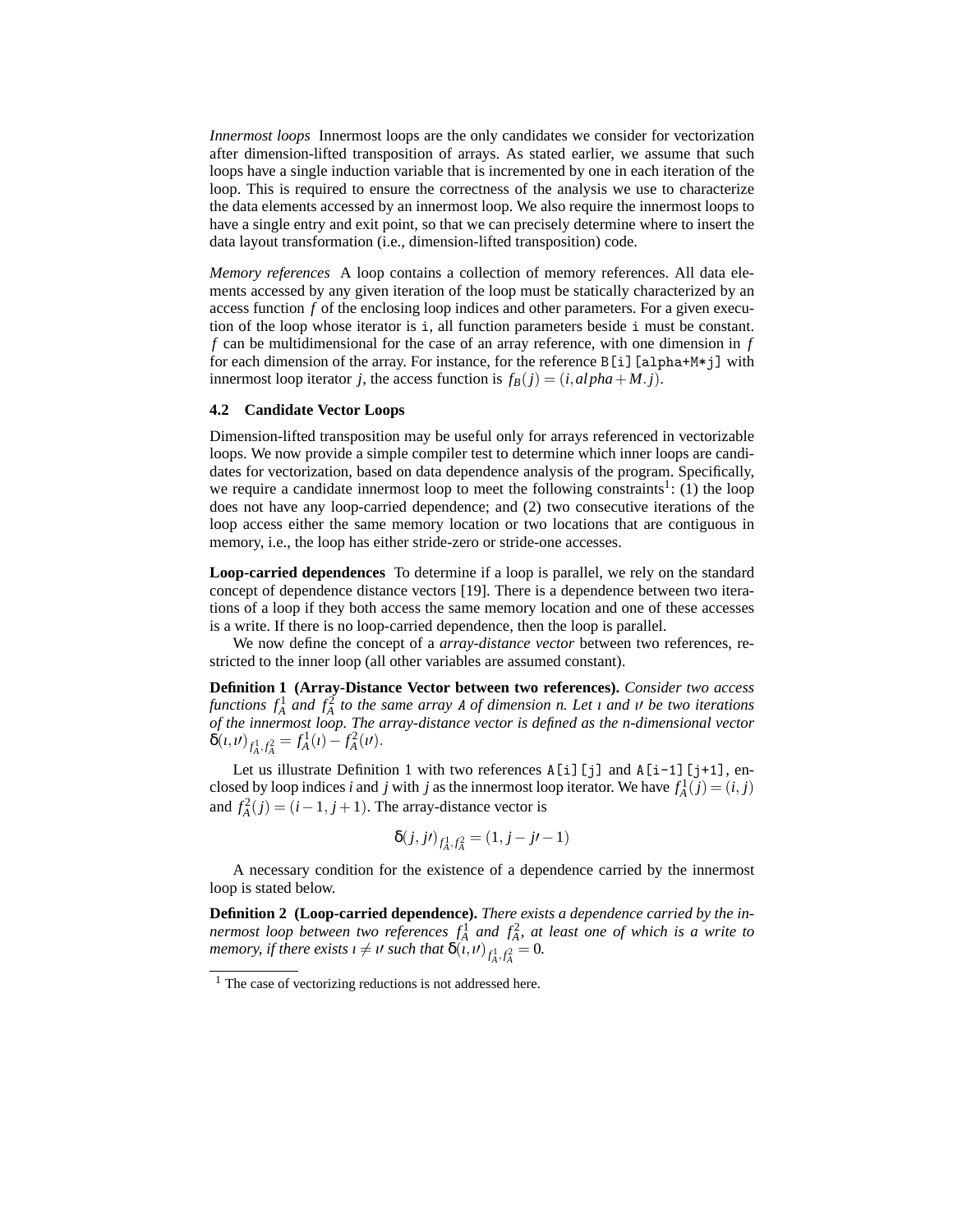*Innermost loops* Innermost loops are the only candidates we consider for vectorization after dimension-lifted transposition of arrays. As stated earlier, we assume that such loops have a single induction variable that is incremented by one in each iteration of the loop. This is required to ensure the correctness of the analysis we use to characterize the data elements accessed by an innermost loop. We also require the innermost loops to have a single entry and exit point, so that we can precisely determine where to insert the data layout transformation (i.e., dimension-lifted transposition) code.

*Memory references* A loop contains a collection of memory references. All data elements accessed by any given iteration of the loop must be statically characterized by an access function $f$ of the enclosing loop indices and other parameters. For a given execution of the loop whose iterator is `i`, all function parameters beside `i` must be constant. $f$ can be multidimensional for the case of an array reference, with one dimension in $f$ for each dimension of the array. For instance, for the reference `B[i][alpha+M*j]` with innermost loop iterator $j$, the access function is $f_B(j) = (i, alpha + M.j)$.

### 4.2 Candidate Vector Loops

Dimension-lifted transposition may be useful only for arrays referenced in vectorizable loops. We now provide a simple compiler test to determine which inner loops are candidates for vectorization, based on data dependence analysis of the program. Specifically, we require a candidate innermost loop to meet the following constraints[1]: (1) the loop does not have any loop-carried dependence; and (2) two consecutive iterations of the loop access either the same memory location or two locations that are contiguous in memory, i.e., the loop has either stride-zero or stride-one accesses.

**Loop-carried dependences** To determine if a loop is parallel, we rely on the standard concept of dependence distance vectors [19]. There is a dependence between two iterations of a loop if they both access the same memory location and one of these accesses is a write. If there is no loop-carried dependence, then the loop is parallel.

We now define the concept of a *array-distance vector* between two references, restricted to the inner loop (all other variables are assumed constant).

**Definition 1 (Array-Distance Vector between two references).** *Consider two access functions $f_A^1$ and $f_A^2$ to the same array `A` of dimension n. Let $\imath$ and $\imath\prime$ be two iterations of the innermost loop. The array-distance vector is defined as the n-dimensional vector $\delta(\imath, \imath\prime)_{f_A^1, f_A^2} = f_A^1(\imath) - f_A^2(\imath\prime)$.*

Let us illustrate Definition 1 with two references `A[i][j]` and `A[i-1][j+1]`, enclosed by loop indices $i$ and $j$ with $j$ as the innermost loop iterator. We have $f_A^1(j) = (i, j)$ and $f_A^2(j) = (i-1, j+1)$. The array-distance vector is

$$\delta(j, j\prime)_{f_A^1, f_A^2} = (1, j - j\prime - 1)$$

A necessary condition for the existence of a dependence carried by the innermost loop is stated below.

**Definition 2 (Loop-carried dependence).** *There exists a dependence carried by the innermost loop between two references $f_A^1$ and $f_A^2$, at least one of which is a write to memory, if there exists $\imath \neq \imath\prime$ such that $\delta(\imath, \imath\prime)_{f_A^1, f_A^2} = 0$.*

[1] The case of vectorizing reductions is not addressed here.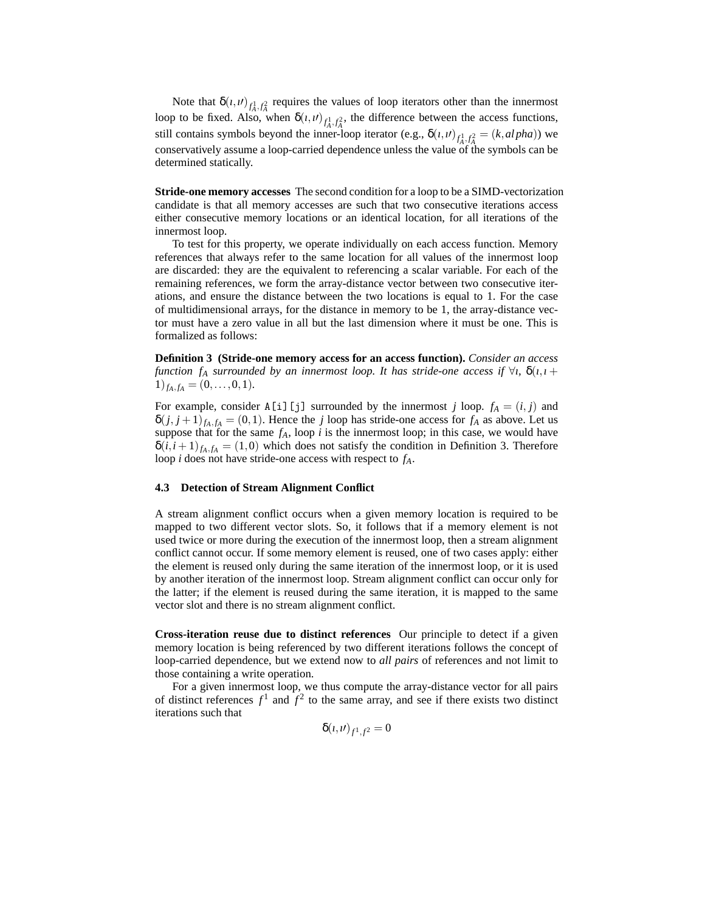Note that $\delta(\imath,\imath')_{f_A^1,f_A^2}$ requires the values of loop iterators other than the innermost loop to be fixed. Also, when $\delta(\imath,\imath')_{f_A^1,f_A^2}$, the difference between the access functions, still contains symbols beyond the inner-loop iterator (e.g., $\delta(\imath,\imath')_{f_A^1,f_A^2} = (k, alpha)$) we conservatively assume a loop-carried dependence unless the value of the symbols can be determined statically.

**Stride-one memory accesses** The second condition for a loop to be a SIMD-vectorization candidate is that all memory accesses are such that two consecutive iterations access either consecutive memory locations or an identical location, for all iterations of the innermost loop.

To test for this property, we operate individually on each access function. Memory references that always refer to the same location for all values of the innermost loop are discarded: they are the equivalent to referencing a scalar variable. For each of the remaining references, we form the array-distance vector between two consecutive iterations, and ensure the distance between the two locations is equal to 1. For the case of multidimensional arrays, for the distance in memory to be 1, the array-distance vector must have a zero value in all but the last dimension where it must be one. This is formalized as follows:

**Definition 3 (Stride-one memory access for an access function).** *Consider an access function $f_A$ surrounded by an innermost loop. It has stride-one access if $\forall \imath$, $\delta(\imath, \imath+1)_{f_A,f_A} = (0,\ldots,0,1)$.*

For example, consider `A[i][j]` surrounded by the innermost $j$ loop. $f_A = (i, j)$ and $\delta(j, j+1)_{f_A,f_A} = (0,1)$. Hence the $j$ loop has stride-one access for $f_A$ as above. Let us suppose that for the same $f_A$, loop $i$ is the innermost loop; in this case, we would have $\delta(i,i+1)_{f_A,f_A} = (1,0)$ which does not satisfy the condition in Definition 3. Therefore loop $i$ does not have stride-one access with respect to $f_A$.

### 4.3 Detection of Stream Alignment Conflict

A stream alignment conflict occurs when a given memory location is required to be mapped to two different vector slots. So, it follows that if a memory element is not used twice or more during the execution of the innermost loop, then a stream alignment conflict cannot occur. If some memory element is reused, one of two cases apply: either the element is reused only during the same iteration of the innermost loop, or it is used by another iteration of the innermost loop. Stream alignment conflict can occur only for the latter; if the element is reused during the same iteration, it is mapped to the same vector slot and there is no stream alignment conflict.

**Cross-iteration reuse due to distinct references** Our principle to detect if a given memory location is being referenced by two different iterations follows the concept of loop-carried dependence, but we extend now to *all pairs* of references and not limit to those containing a write operation.

For a given innermost loop, we thus compute the array-distance vector for all pairs of distinct references $f^1$ and $f^2$ to the same array, and see if there exists two distinct iterations such that

$$\delta(\imath,\imath')_{f^1,f^2} = 0$$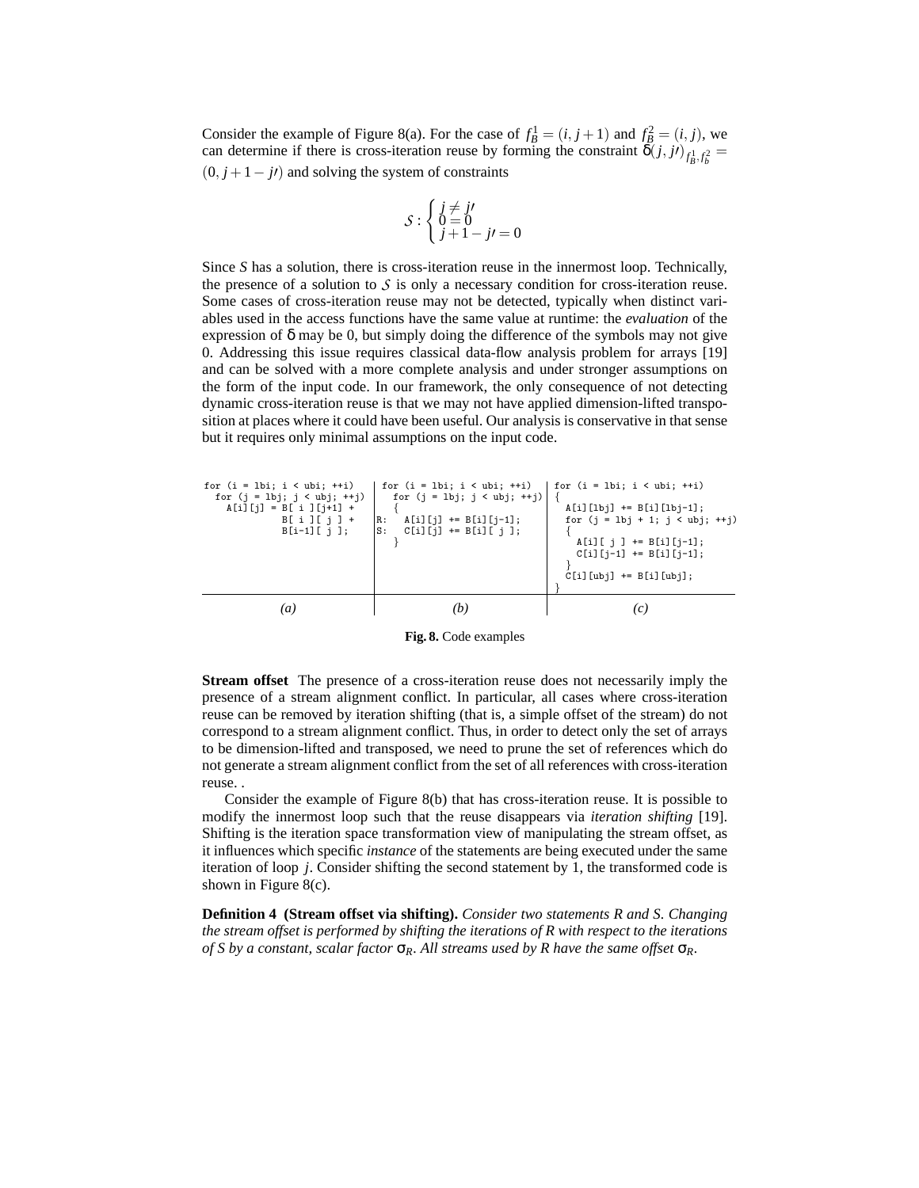Consider the example of Figure 8(a). For the case of $f_B^1 = (i, j+1)$ and $f_B^2 = (i, j)$, we can determine if there is cross-iteration reuse by forming the constraint $\delta(j, j\prime)_{f_B^1, f_b^2} = (0, j+1-j\prime)$ and solving the system of constraints

$$\mathcal{S} : \begin{cases} j \neq j\prime \\ 0 = 0 \\ j+1-j\prime = 0 \end{cases}$$

Since $S$ has a solution, there is cross-iteration reuse in the innermost loop. Technically, the presence of a solution to $\mathcal{S}$ is only a necessary condition for cross-iteration reuse. Some cases of cross-iteration reuse may not be detected, typically when distinct variables used in the access functions have the same value at runtime: the *evaluation* of the expression of $\delta$ may be 0, but simply doing the difference of the symbols may not give 0. Addressing this issue requires classical data-flow analysis problem for arrays [19] and can be solved with a more complete analysis and under stronger assumptions on the form of the input code. In our framework, the only consequence of not detecting dynamic cross-iteration reuse is that we may not have applied dimension-lifted transposition at places where it could have been useful. Our analysis is conservative in that sense but it requires only minimal assumptions on the input code.

```
for (i = lbi; i < ubi; ++i)
  for (j = lbj; j < ubj; ++j)
    A[i][j] = B[ i ][j+1] +
              B[ i ][ j ] +
              B[i-1][ j ];
```

(a)

```
for (i = lbi; i < ubi; ++i)
  for (j = lbj; j < ubj; ++j)
  {
R:  A[i][j] += B[i][j-1];
S:  C[i][j] += B[i][ j ];
  }
```

(b)

```
for (i = lbi; i < ubi; ++i)
{
  A[i][lbj] += B[i][lbj-1];
  for (j = lbj + 1; j < ubj; ++j)
  {
    A[i][ j ] += B[i][j-1];
    C[i][j-1] += B[i][j-1];
  }
  C[i][ubj] += B[i][ubj];
}
```

(c)

**Fig. 8.** Code examples

**Stream offset** The presence of a cross-iteration reuse does not necessarily imply the presence of a stream alignment conflict. In particular, all cases where cross-iteration reuse can be removed by iteration shifting (that is, a simple offset of the stream) do not correspond to a stream alignment conflict. Thus, in order to detect only the set of arrays to be dimension-lifted and transposed, we need to prune the set of references which do not generate a stream alignment conflict from the set of all references with cross-iteration reuse. .

Consider the example of Figure 8(b) that has cross-iteration reuse. It is possible to modify the innermost loop such that the reuse disappears via *iteration shifting* [19]. Shifting is the iteration space transformation view of manipulating the stream offset, as it influences which specific *instance* of the statements are being executed under the same iteration of loop $j$. Consider shifting the second statement by 1, the transformed code is shown in Figure 8(c).

**Definition 4 (Stream offset via shifting).** *Consider two statements R and S. Changing the stream offset is performed by shifting the iterations of R with respect to the iterations of S by a constant, scalar factor $\sigma_R$. All streams used by R have the same offset $\sigma_R$.*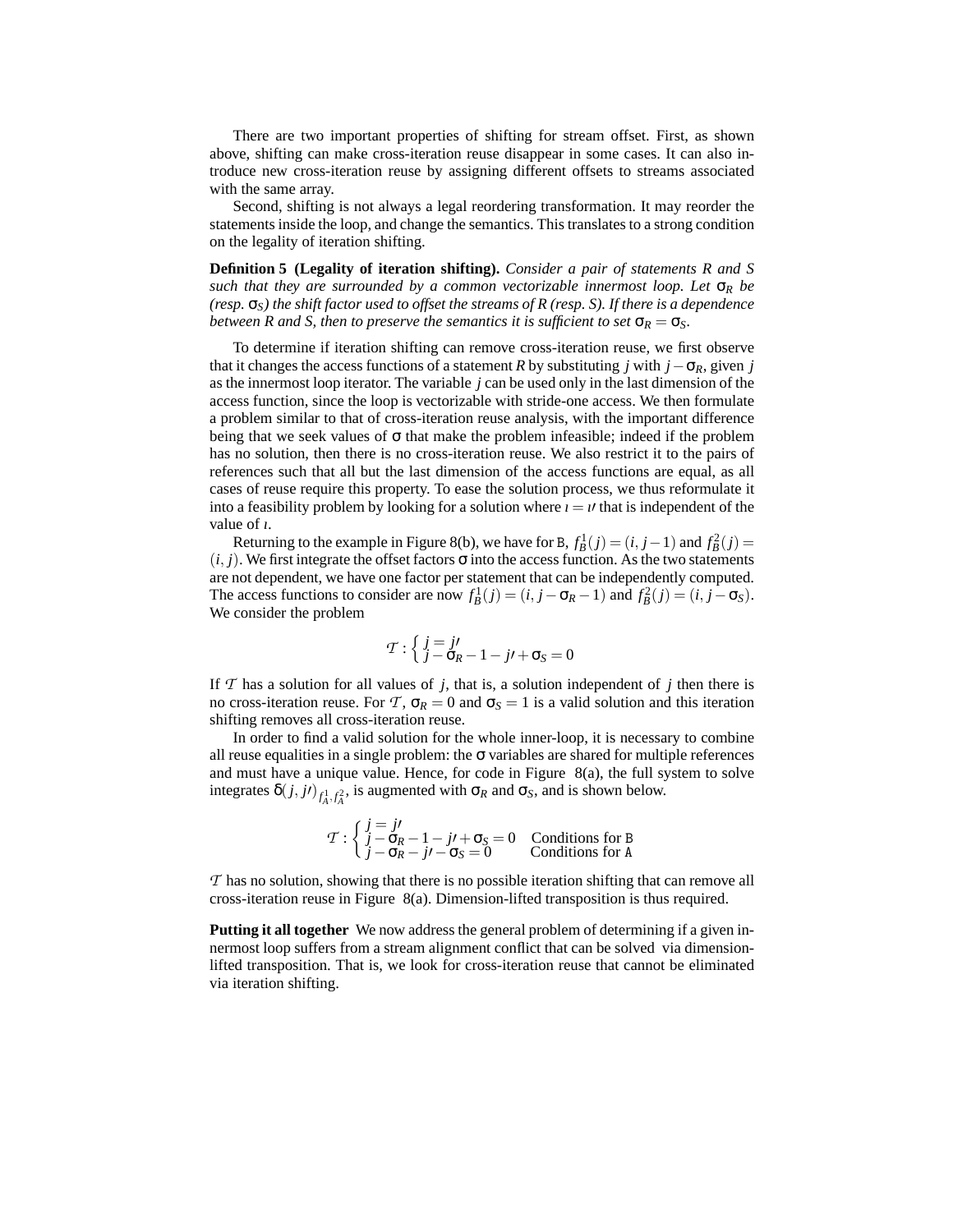There are two important properties of shifting for stream offset. First, as shown above, shifting can make cross-iteration reuse disappear in some cases. It can also introduce new cross-iteration reuse by assigning different offsets to streams associated with the same array.

Second, shifting is not always a legal reordering transformation. It may reorder the statements inside the loop, and change the semantics. This translates to a strong condition on the legality of iteration shifting.

**Definition 5 (Legality of iteration shifting).** *Consider a pair of statements R and S such that they are surrounded by a common vectorizable innermost loop. Let $\sigma_R$ be (resp. $\sigma_S$) the shift factor used to offset the streams of R (resp. S). If there is a dependence between R and S, then to preserve the semantics it is sufficient to set $\sigma_R = \sigma_S$.*

To determine if iteration shifting can remove cross-iteration reuse, we first observe that it changes the access functions of a statement $R$ by substituting $j$ with $j - \sigma_R$, given $j$ as the innermost loop iterator. The variable $j$ can be used only in the last dimension of the access function, since the loop is vectorizable with stride-one access. We then formulate a problem similar to that of cross-iteration reuse analysis, with the important difference being that we seek values of $\sigma$ that make the problem infeasible; indeed if the problem has no solution, then there is no cross-iteration reuse. We also restrict it to the pairs of references such that all but the last dimension of the access functions are equal, as all cases of reuse require this property. To ease the solution process, we thus reformulate it into a feasibility problem by looking for a solution where $\imath = \imath'$ that is independent of the value of $\imath$.

Returning to the example in Figure 8(b), we have for B, $f_B^1(j) = (i, j-1)$ and $f_B^2(j) = (i, j)$. We first integrate the offset factors $\sigma$ into the access function. As the two statements are not dependent, we have one factor per statement that can be independently computed. The access functions to consider are now $f_B^1(j) = (i, j - \sigma_R - 1)$ and $f_B^2(j) = (i, j - \sigma_S)$. We consider the problem

$$\mathcal{T} : \begin{cases} j = j' \\ j - \sigma_R - 1 - j' + \sigma_S = 0 \end{cases}$$

If $\mathcal{T}$ has a solution for all values of $j$, that is, a solution independent of $j$ then there is no cross-iteration reuse. For $\mathcal{T}$, $\sigma_R = 0$ and $\sigma_S = 1$ is a valid solution and this iteration shifting removes all cross-iteration reuse.

In order to find a valid solution for the whole inner-loop, it is necessary to combine all reuse equalities in a single problem: the $\sigma$ variables are shared for multiple references and must have a unique value. Hence, for code in Figure 8(a), the full system to solve integrates $\delta(j, j')_{f_A^1, f_A^2}$, is augmented with $\sigma_R$ and $\sigma_S$, and is shown below.

$$\mathcal{T} : \begin{cases} j = j' \\ j - \sigma_R - 1 - j' + \sigma_S = 0 & \text{Conditions for B} \\ j - \sigma_R - j' - \sigma_S = 0 & \text{Conditions for A} \end{cases}$$

$\mathcal{T}$ has no solution, showing that there is no possible iteration shifting that can remove all cross-iteration reuse in Figure 8(a). Dimension-lifted transposition is thus required.

**Putting it all together** We now address the general problem of determining if a given innermost loop suffers from a stream alignment conflict that can be solved via dimension-lifted transposition. That is, we look for cross-iteration reuse that cannot be eliminated via iteration shifting.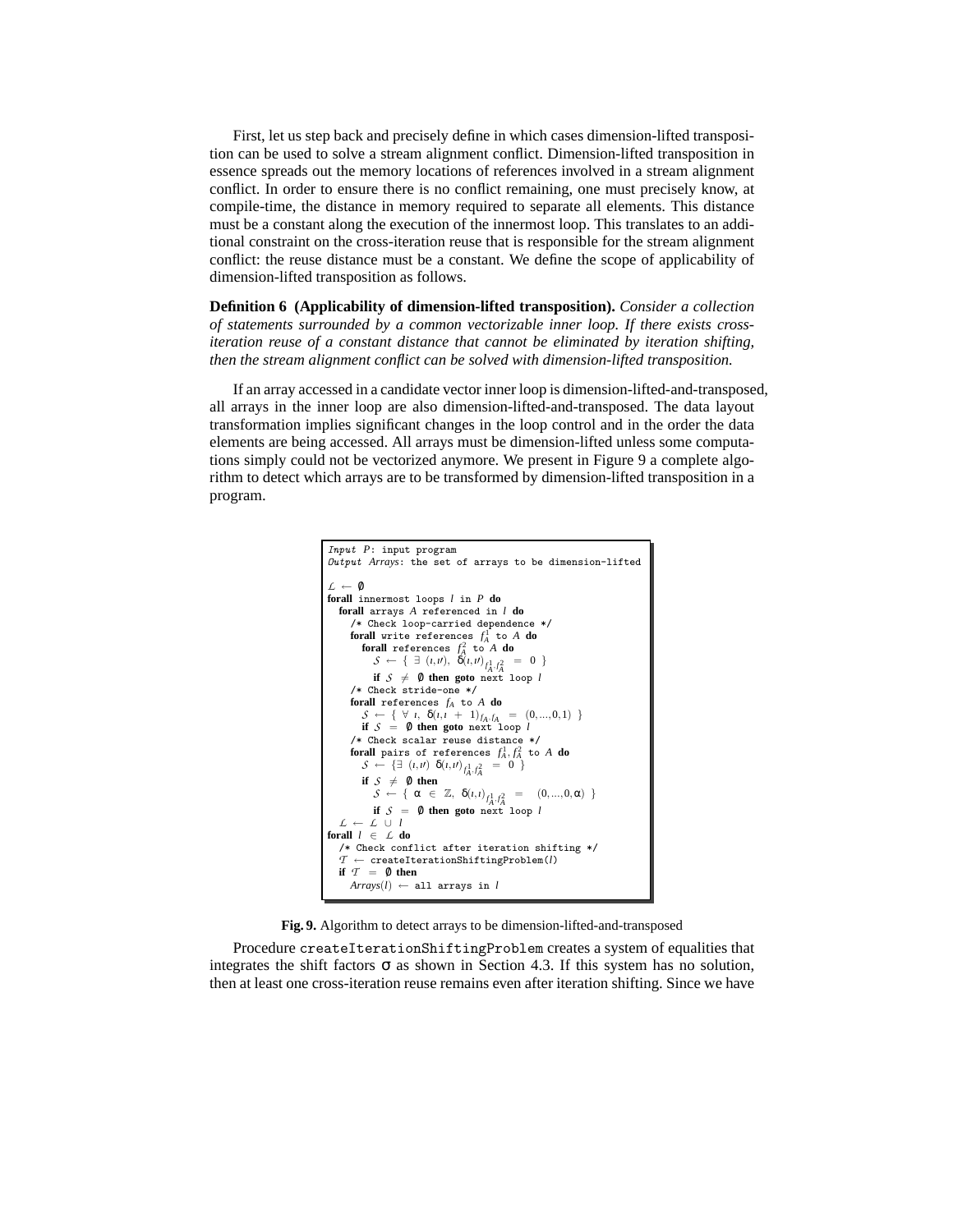First, let us step back and precisely define in which cases dimension-lifted transposition can be used to solve a stream alignment conflict. Dimension-lifted transposition in essence spreads out the memory locations of references involved in a stream alignment conflict. In order to ensure there is no conflict remaining, one must precisely know, at compile-time, the distance in memory required to separate all elements. This distance must be a constant along the execution of the innermost loop. This translates to an additional constraint on the cross-iteration reuse that is responsible for the stream alignment conflict: the reuse distance must be a constant. We define the scope of applicability of dimension-lifted transposition as follows.

**Definition 6 (Applicability of dimension-lifted transposition).** *Consider a collection of statements surrounded by a common vectorizable inner loop. If there exists cross-iteration reuse of a constant distance that cannot be eliminated by iteration shifting, then the stream alignment conflict can be solved with dimension-lifted transposition.*

If an array accessed in a candidate vector inner loop is dimension-lifted-and-transposed, all arrays in the inner loop are also dimension-lifted-and-transposed. The data layout transformation implies significant changes in the loop control and in the order the data elements are being accessed. All arrays must be dimension-lifted unless some computations simply could not be vectorized anymore. We present in Figure 9 a complete algorithm to detect which arrays are to be transformed by dimension-lifted transposition in a program.

```
Input P: input program
Output Arrays: the set of arrays to be dimension-lifted

L ← ∅
forall innermost loops l in P do
  forall arrays A referenced in l do
    /* Check loop-carried dependence */
    forall write references f_A^1 to A do
      forall references f_A^2 to A do
        S ← { ∃ (ι,ι'), δ(ι,ι')_{f_A^1,f_A^2} = 0 }
        if S ≠ ∅ then goto next loop l
    /* Check stride-one */
    forall references f_A to A do
      S ← { ∀ ι, δ(ι,ι + 1)_{f_A,f_A} = (0,...,0,1) }
      if S = ∅ then goto next loop l
    /* Check scalar reuse distance */
    forall pairs of references f_A^1, f_A^2 to A do
      S ← {∃ (ι,ι') δ(ι,ι')_{f_A^1,f_A^2} = 0 }
      if S ≠ ∅ then
        S ← { α ∈ ℤ, δ(ι,ι)_{f_A^1,f_A^2} = (0,...,0,α) }
        if S = ∅ then goto next loop l
  L ← L ∪ l
forall l ∈ L do
  /* Check conflict after iteration shifting */
  T ← createIterationShiftingProblem(l)
  if T = ∅ then
    Arrays(l) ← all arrays in l
```

**Fig. 9.** Algorithm to detect arrays to be dimension-lifted-and-transposed

Procedure createIterationShiftingProblem creates a system of equalities that integrates the shift factors $\sigma$ as shown in Section 4.3. If this system has no solution, then at least one cross-iteration reuse remains even after iteration shifting. Since we have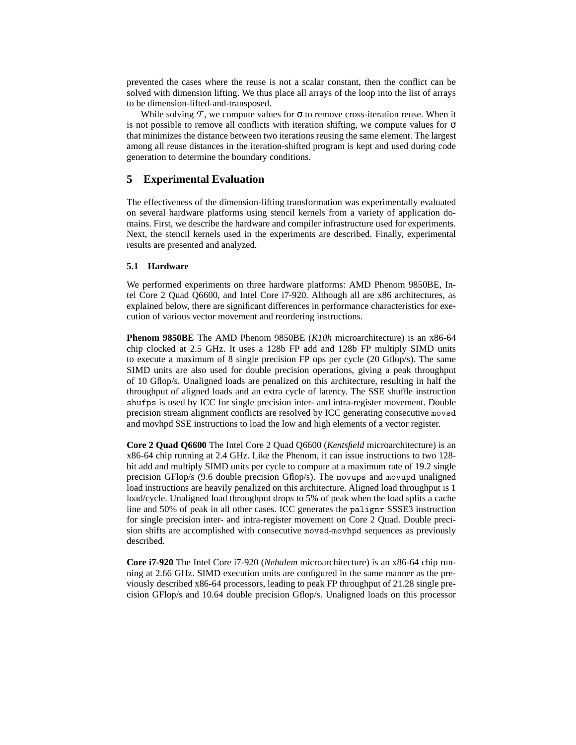prevented the cases where the reuse is not a scalar constant, then the conflict can be solved with dimension lifting. We thus place all arrays of the loop into the list of arrays to be dimension-lifted-and-transposed.

While solving $\mathcal{T}$, we compute values for $\sigma$ to remove cross-iteration reuse. When it is not possible to remove all conflicts with iteration shifting, we compute values for $\sigma$ that minimizes the distance between two iterations reusing the same element. The largest among all reuse distances in the iteration-shifted program is kept and used during code generation to determine the boundary conditions.

## 5 Experimental Evaluation

The effectiveness of the dimension-lifting transformation was experimentally evaluated on several hardware platforms using stencil kernels from a variety of application domains. First, we describe the hardware and compiler infrastructure used for experiments. Next, the stencil kernels used in the experiments are described. Finally, experimental results are presented and analyzed.

### 5.1 Hardware

We performed experiments on three hardware platforms: AMD Phenom 9850BE, Intel Core 2 Quad Q6600, and Intel Core i7-920. Although all are x86 architectures, as explained below, there are significant differences in performance characteristics for execution of various vector movement and reordering instructions.

**Phenom 9850BE** The AMD Phenom 9850BE (*K10h* microarchitecture) is an x86-64 chip clocked at 2.5 GHz. It uses a 128b FP add and 128b FP multiply SIMD units to execute a maximum of 8 single precision FP ops per cycle (20 Gflop/s). The same SIMD units are also used for double precision operations, giving a peak throughput of 10 Gflop/s. Unaligned loads are penalized on this architecture, resulting in half the throughput of aligned loads and an extra cycle of latency. The SSE shuffle instruction `shufps` is used by ICC for single precision inter- and intra-register movement. Double precision stream alignment conflicts are resolved by ICC generating consecutive `movsd` and movhpd SSE instructions to load the low and high elements of a vector register.

**Core 2 Quad Q6600** The Intel Core 2 Quad Q6600 (*Kentsfield* microarchitecture) is an x86-64 chip running at 2.4 GHz. Like the Phenom, it can issue instructions to two 128-bit add and multiply SIMD units per cycle to compute at a maximum rate of 19.2 single precision GFlop/s (9.6 double precision Gflop/s). The `movups` and `movupd` unaligned load instructions are heavily penalized on this architecture. Aligned load throughput is 1 load/cycle. Unaligned load throughput drops to 5% of peak when the load splits a cache line and 50% of peak in all other cases. ICC generates the `palignr` SSSE3 instruction for single precision inter- and intra-register movement on Core 2 Quad. Double precision shifts are accomplished with consecutive `movsd-movhpd` sequences as previously described.

**Core i7-920** The Intel Core i7-920 (*Nehalem* microarchitecture) is an x86-64 chip running at 2.66 GHz. SIMD execution units are configured in the same manner as the previously described x86-64 processors, leading to peak FP throughput of 21.28 single precision GFlop/s and 10.64 double precision Gflop/s. Unaligned loads on this processor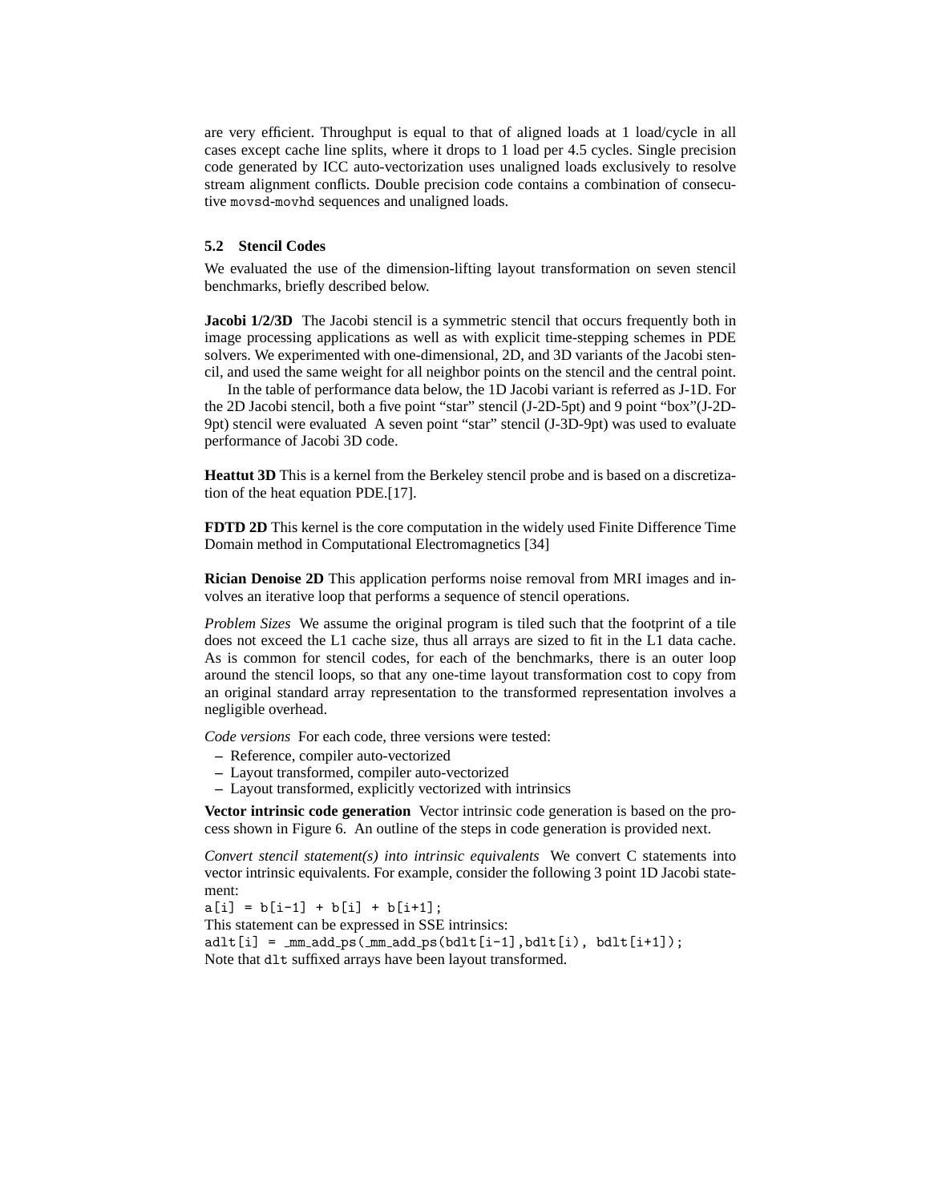are very efficient. Throughput is equal to that of aligned loads at 1 load/cycle in all cases except cache line splits, where it drops to 1 load per 4.5 cycles. Single precision code generated by ICC auto-vectorization uses unaligned loads exclusively to resolve stream alignment conflicts. Double precision code contains a combination of consecutive `movsd`-`movhd` sequences and unaligned loads.

### 5.2 Stencil Codes

We evaluated the use of the dimension-lifting layout transformation on seven stencil benchmarks, briefly described below.

**Jacobi 1/2/3D** The Jacobi stencil is a symmetric stencil that occurs frequently both in image processing applications as well as with explicit time-stepping schemes in PDE solvers. We experimented with one-dimensional, 2D, and 3D variants of the Jacobi stencil, and used the same weight for all neighbor points on the stencil and the central point.

In the table of performance data below, the 1D Jacobi variant is referred as J-1D. For the 2D Jacobi stencil, both a five point "star" stencil (J-2D-5pt) and 9 point "box"(J-2D-9pt) stencil were evaluated A seven point "star" stencil (J-3D-9pt) was used to evaluate performance of Jacobi 3D code.

**Heattut 3D** This is a kernel from the Berkeley stencil probe and is based on a discretization of the heat equation PDE.[17].

**FDTD 2D** This kernel is the core computation in the widely used Finite Difference Time Domain method in Computational Electromagnetics [34]

**Rician Denoise 2D** This application performs noise removal from MRI images and involves an iterative loop that performs a sequence of stencil operations.

*Problem Sizes* We assume the original program is tiled such that the footprint of a tile does not exceed the L1 cache size, thus all arrays are sized to fit in the L1 data cache. As is common for stencil codes, for each of the benchmarks, there is an outer loop around the stencil loops, so that any one-time layout transformation cost to copy from an original standard array representation to the transformed representation involves a negligible overhead.

*Code versions* For each code, three versions were tested:

- Reference, compiler auto-vectorized
- Layout transformed, compiler auto-vectorized
- Layout transformed, explicitly vectorized with intrinsics

**Vector intrinsic code generation** Vector intrinsic code generation is based on the process shown in Figure 6. An outline of the steps in code generation is provided next.

*Convert stencil statement(s) into intrinsic equivalents* We convert C statements into vector intrinsic equivalents. For example, consider the following 3 point 1D Jacobi statement:

```
a[i] = b[i-1] + b[i] + b[i+1];
```

This statement can be expressed in SSE intrinsics:

```
adlt[i] = _mm_add_ps(_mm_add_ps(bdlt[i-1],bdlt[i), bdlt[i+1]);
```

Note that `dlt` suffixed arrays have been layout transformed.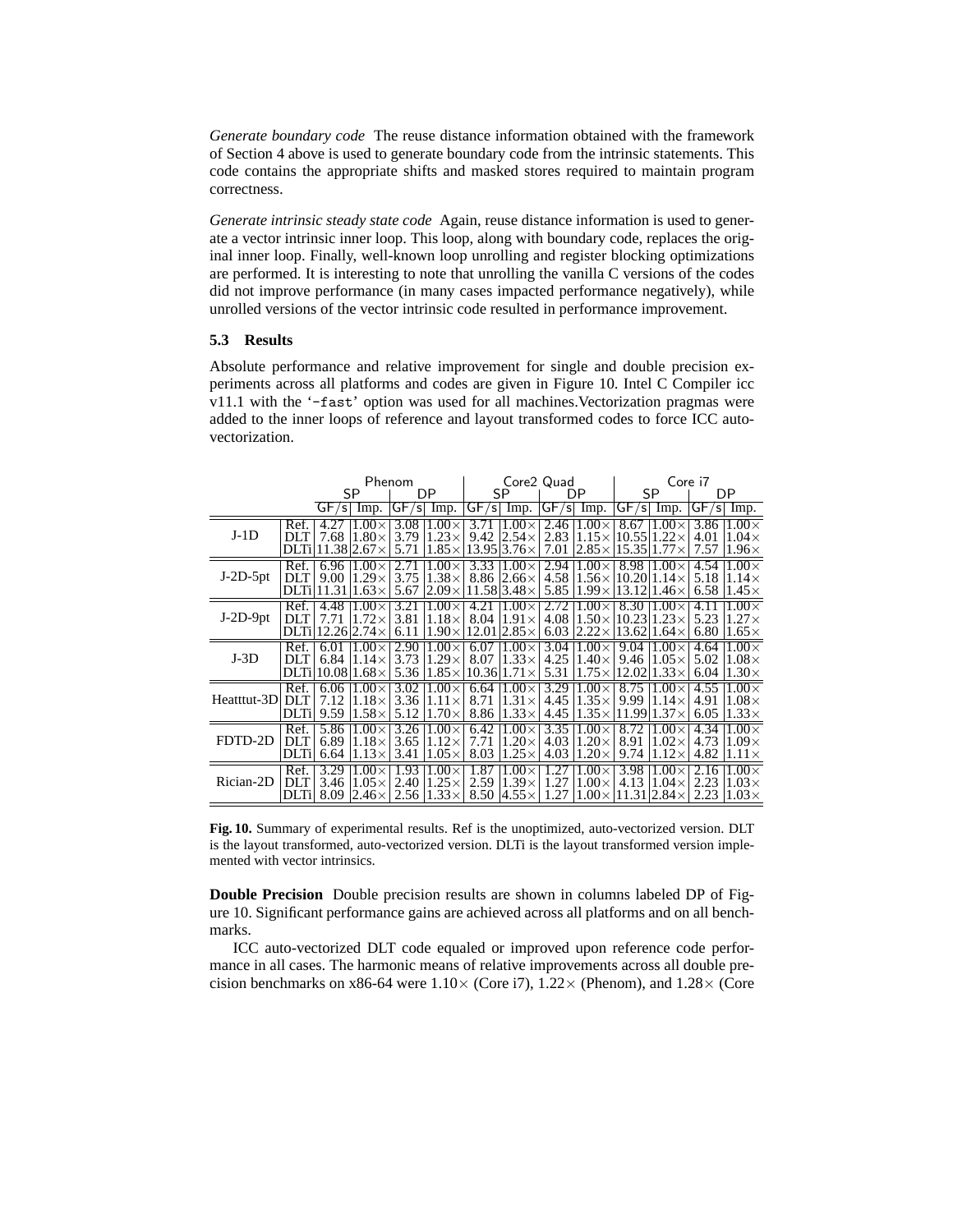*Generate boundary code* The reuse distance information obtained with the framework of Section 4 above is used to generate boundary code from the intrinsic statements. This code contains the appropriate shifts and masked stores required to maintain program correctness.

*Generate intrinsic steady state code* Again, reuse distance information is used to generate a vector intrinsic inner loop. This loop, along with boundary code, replaces the original inner loop. Finally, well-known loop unrolling and register blocking optimizations are performed. It is interesting to note that unrolling the vanilla C versions of the codes did not improve performance (in many cases impacted performance negatively), while unrolled versions of the vector intrinsic code resulted in performance improvement.

### 5.3 Results

Absolute performance and relative improvement for single and double precision experiments across all platforms and codes are given in Figure 10. Intel C Compiler icc v11.1 with the '`-fast`' option was used for all machines.Vectorization pragmas were added to the inner loops of reference and layout transformed codes to force ICC auto-vectorization.

| | | Phenom | | | | Core2 Quad | | | | Core i7 | | | |
|---|---|---|---|---|---|---|---|---|---|---|---|---|---|
| | | SP | | DP | | SP | | DP | | SP | | DP | |
| | | GF/s | Imp. | GF/s | Imp. | GF/s | Imp. | GF/s | Imp. | GF/s | Imp. | GF/s | Imp. |
| J-1D | Ref. | 4.27 | 1.00× | 3.08 | 1.00× | 3.71 | 1.00× | 2.46 | 1.00× | 8.67 | 1.00× | 3.86 | 1.00× |
| | DLT | 7.68 | 1.80× | 3.79 | 1.23× | 9.42 | 2.54× | 2.83 | 1.15× | 10.55 | 1.22× | 4.01 | 1.04× |
| | DLTi | 11.38 | 2.67× | 5.71 | 1.85× | 13.95 | 3.76× | 7.01 | 2.85× | 15.35 | 1.77× | 7.57 | 1.96× |
| J-2D-5pt | Ref. | 6.96 | 1.00× | 2.71 | 1.00× | 3.33 | 1.00× | 2.94 | 1.00× | 8.98 | 1.00× | 4.54 | 1.00× |
| | DLT | 9.00 | 1.29× | 3.75 | 1.38× | 8.86 | 2.66× | 4.58 | 1.56× | 10.20 | 1.14× | 5.18 | 1.14× |
| | DLTi | 11.31 | 1.63× | 5.67 | 2.09× | 11.58 | 3.48× | 5.85 | 1.99× | 13.12 | 1.46× | 6.58 | 1.45× |
| J-2D-9pt | Ref. | 4.48 | 1.00× | 3.21 | 1.00× | 4.21 | 1.00× | 2.72 | 1.00× | 8.30 | 1.00× | 4.11 | 1.00× |
| | DLT | 7.71 | 1.72× | 3.81 | 1.18× | 8.04 | 1.91× | 4.08 | 1.50× | 10.23 | 1.23× | 5.23 | 1.27× |
| | DLTi | 12.26 | 2.74× | 6.11 | 1.90× | 12.01 | 2.85× | 6.03 | 2.22× | 13.62 | 1.64× | 6.80 | 1.65× |
| J-3D | Ref. | 6.01 | 1.00× | 2.90 | 1.00× | 6.07 | 1.00× | 3.04 | 1.00× | 9.04 | 1.00× | 4.64 | 1.00× |
| | DLT | 6.84 | 1.14× | 3.73 | 1.29× | 8.07 | 1.33× | 4.25 | 1.40× | 9.46 | 1.05× | 5.02 | 1.08× |
| | DLTi | 10.08 | 1.68× | 5.36 | 1.85× | 10.36 | 1.71× | 5.31 | 1.75× | 12.02 | 1.33× | 6.04 | 1.30× |
| Heatttut-3D | Ref. | 6.06 | 1.00× | 3.02 | 1.00× | 6.64 | 1.00× | 3.29 | 1.00× | 8.75 | 1.00× | 4.55 | 1.00× |
| | DLT | 7.12 | 1.18× | 3.36 | 1.11× | 8.71 | 1.31× | 4.45 | 1.35× | 9.99 | 1.14× | 4.91 | 1.08× |
| | DLTi | 9.59 | 1.58× | 5.12 | 1.70× | 8.86 | 1.33× | 4.45 | 1.35× | 11.99 | 1.37× | 6.05 | 1.33× |
| FDTD-2D | Ref. | 5.86 | 1.00× | 3.26 | 1.00× | 6.42 | 1.00× | 3.35 | 1.00× | 8.72 | 1.00× | 4.34 | 1.00× |
| | DLT | 6.89 | 1.18× | 3.65 | 1.12× | 7.71 | 1.20× | 4.03 | 1.20× | 8.91 | 1.02× | 4.73 | 1.09× |
| | DLTi | 6.64 | 1.13× | 3.41 | 1.05× | 8.03 | 1.25× | 4.03 | 1.20× | 9.74 | 1.12× | 4.82 | 1.11× |
| Rician-2D | Ref. | 3.29 | 1.00× | 1.93 | 1.00× | 1.87 | 1.00× | 1.27 | 1.00× | 3.98 | 1.00× | 2.16 | 1.00× |
| | DLT | 3.46 | 1.05× | 2.40 | 1.25× | 2.59 | 1.39× | 1.27 | 1.00× | 4.13 | 1.04× | 2.23 | 1.03× |
| | DLTi | 8.09 | 2.46× | 2.56 | 1.33× | 8.50 | 4.55× | 1.27 | 1.00× | 11.31 | 2.84× | 2.23 | 1.03× |

**Fig. 10.** Summary of experimental results. Ref is the unoptimized, auto-vectorized version. DLT is the layout transformed, auto-vectorized version. DLTi is the layout transformed version implemented with vector intrinsics.

**Double Precision** Double precision results are shown in columns labeled DP of Figure 10. Significant performance gains are achieved across all platforms and on all benchmarks.

ICC auto-vectorized DLT code equaled or improved upon reference code performance in all cases. The harmonic means of relative improvements across all double precision benchmarks on x86-64 were 1.10× (Core i7), 1.22× (Phenom), and 1.28× (Core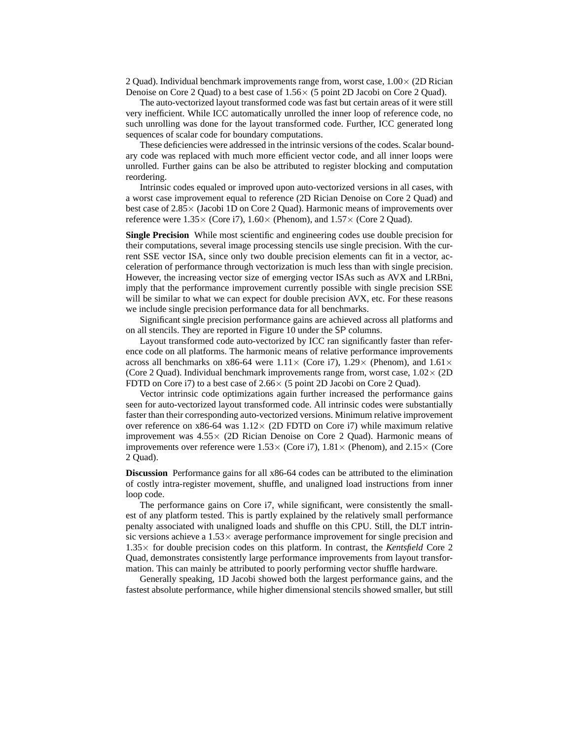2 Quad). Individual benchmark improvements range from, worst case, 1.00× (2D Rician Denoise on Core 2 Quad) to a best case of 1.56× (5 point 2D Jacobi on Core 2 Quad).

The auto-vectorized layout transformed code was fast but certain areas of it were still very inefficient. While ICC automatically unrolled the inner loop of reference code, no such unrolling was done for the layout transformed code. Further, ICC generated long sequences of scalar code for boundary computations.

These deficiencies were addressed in the intrinsic versions of the codes. Scalar boundary code was replaced with much more efficient vector code, and all inner loops were unrolled. Further gains can be also be attributed to register blocking and computation reordering.

Intrinsic codes equaled or improved upon auto-vectorized versions in all cases, with a worst case improvement equal to reference (2D Rician Denoise on Core 2 Quad) and best case of 2.85× (Jacobi 1D on Core 2 Quad). Harmonic means of improvements over reference were 1.35× (Core i7), 1.60× (Phenom), and 1.57× (Core 2 Quad).

**Single Precision** While most scientific and engineering codes use double precision for their computations, several image processing stencils use single precision. With the current SSE vector ISA, since only two double precision elements can fit in a vector, acceleration of performance through vectorization is much less than with single precision. However, the increasing vector size of emerging vector ISAs such as AVX and LRBni, imply that the performance improvement currently possible with single precision SSE will be similar to what we can expect for double precision AVX, etc. For these reasons we include single precision performance data for all benchmarks.

Significant single precision performance gains are achieved across all platforms and on all stencils. They are reported in Figure 10 under the SP columns.

Layout transformed code auto-vectorized by ICC ran significantly faster than reference code on all platforms. The harmonic means of relative performance improvements across all benchmarks on x86-64 were 1.11× (Core i7), 1.29× (Phenom), and 1.61× (Core 2 Quad). Individual benchmark improvements range from, worst case, 1.02× (2D FDTD on Core i7) to a best case of 2.66× (5 point 2D Jacobi on Core 2 Quad).

Vector intrinsic code optimizations again further increased the performance gains seen for auto-vectorized layout transformed code. All intrinsic codes were substantially faster than their corresponding auto-vectorized versions. Minimum relative improvement over reference on x86-64 was 1.12× (2D FDTD on Core i7) while maximum relative improvement was 4.55× (2D Rician Denoise on Core 2 Quad). Harmonic means of improvements over reference were 1.53× (Core i7), 1.81× (Phenom), and 2.15× (Core 2 Quad).

**Discussion** Performance gains for all x86-64 codes can be attributed to the elimination of costly intra-register movement, shuffle, and unaligned load instructions from inner loop code.

The performance gains on Core i7, while significant, were consistently the smallest of any platform tested. This is partly explained by the relatively small performance penalty associated with unaligned loads and shuffle on this CPU. Still, the DLT intrinsic versions achieve a 1.53× average performance improvement for single precision and 1.35× for double precision codes on this platform. In contrast, the *Kentsfield* Core 2 Quad, demonstrates consistently large performance improvements from layout transformation. This can mainly be attributed to poorly performing vector shuffle hardware.

Generally speaking, 1D Jacobi showed both the largest performance gains, and the fastest absolute performance, while higher dimensional stencils showed smaller, but still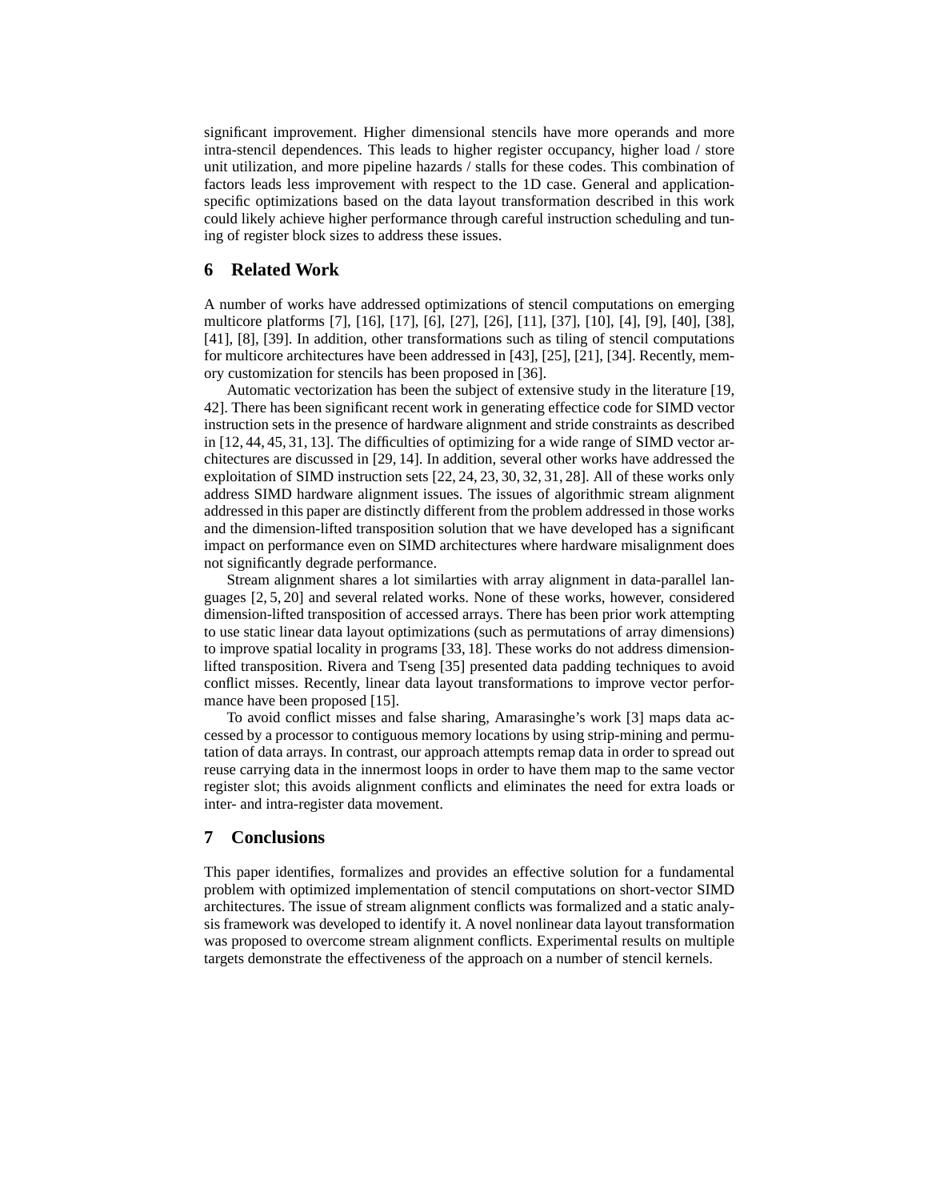significant improvement. Higher dimensional stencils have more operands and more intra-stencil dependences. This leads to higher register occupancy, higher load / store unit utilization, and more pipeline hazards / stalls for these codes. This combination of factors leads less improvement with respect to the 1D case. General and application-specific optimizations based on the data layout transformation described in this work could likely achieve higher performance through careful instruction scheduling and tuning of register block sizes to address these issues.

## 6 Related Work

A number of works have addressed optimizations of stencil computations on emerging multicore platforms [7], [16], [17], [6], [27], [26], [11], [37], [10], [4], [9], [40], [38], [41], [8], [39]. In addition, other transformations such as tiling of stencil computations for multicore architectures have been addressed in [43], [25], [21], [34]. Recently, memory customization for stencils has been proposed in [36].

Automatic vectorization has been the subject of extensive study in the literature [19, 42]. There has been significant recent work in generating effectice code for SIMD vector instruction sets in the presence of hardware alignment and stride constraints as described in [12, 44, 45, 31, 13]. The difficulties of optimizing for a wide range of SIMD vector architectures are discussed in [29, 14]. In addition, several other works have addressed the exploitation of SIMD instruction sets [22, 24, 23, 30, 32, 31, 28]. All of these works only address SIMD hardware alignment issues. The issues of algorithmic stream alignment addressed in this paper are distinctly different from the problem addressed in those works and the dimension-lifted transposition solution that we have developed has a significant impact on performance even on SIMD architectures where hardware misalignment does not significantly degrade performance.

Stream alignment shares a lot similarties with array alignment in data-parallel languages [2, 5, 20] and several related works. None of these works, however, considered dimension-lifted transposition of accessed arrays. There has been prior work attempting to use static linear data layout optimizations (such as permutations of array dimensions) to improve spatial locality in programs [33, 18]. These works do not address dimension-lifted transposition. Rivera and Tseng [35] presented data padding techniques to avoid conflict misses. Recently, linear data layout transformations to improve vector performance have been proposed [15].

To avoid conflict misses and false sharing, Amarasinghe's work [3] maps data accessed by a processor to contiguous memory locations by using strip-mining and permutation of data arrays. In contrast, our approach attempts remap data in order to spread out reuse carrying data in the innermost loops in order to have them map to the same vector register slot; this avoids alignment conflicts and eliminates the need for extra loads or inter- and intra-register data movement.

## 7 Conclusions

This paper identifies, formalizes and provides an effective solution for a fundamental problem with optimized implementation of stencil computations on short-vector SIMD architectures. The issue of stream alignment conflicts was formalized and a static analysis framework was developed to identify it. A novel nonlinear data layout transformation was proposed to overcome stream alignment conflicts. Experimental results on multiple targets demonstrate the effectiveness of the approach on a number of stencil kernels.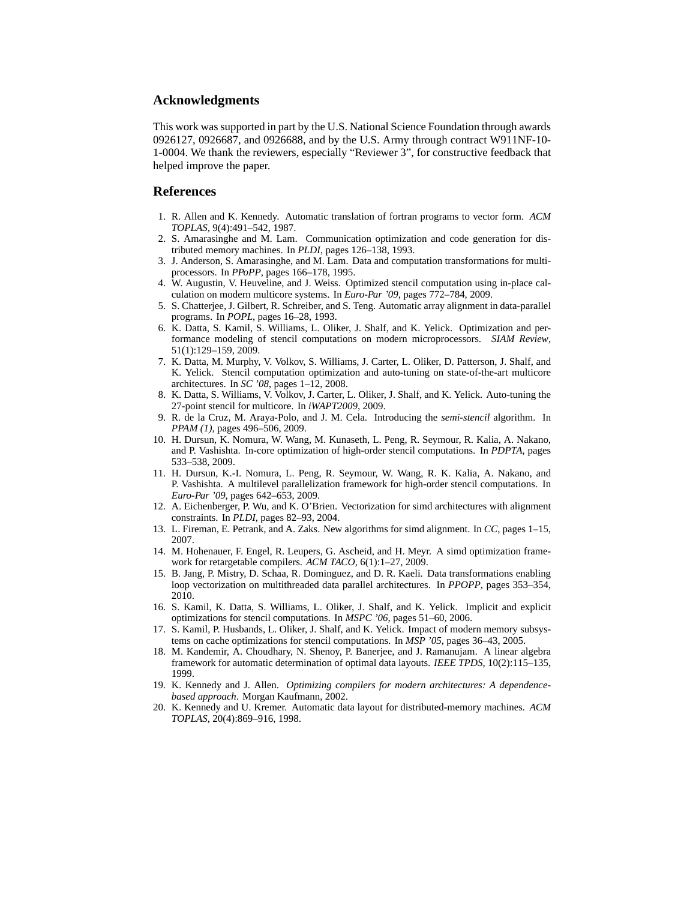## Acknowledgments

This work was supported in part by the U.S. National Science Foundation through awards 0926127, 0926687, and 0926688, and by the U.S. Army through contract W911NF-10-1-0004. We thank the reviewers, especially "Reviewer 3", for constructive feedback that helped improve the paper.

## References

1. R. Allen and K. Kennedy. Automatic translation of fortran programs to vector form. *ACM TOPLAS*, 9(4):491–542, 1987.
2. S. Amarasinghe and M. Lam. Communication optimization and code generation for distributed memory machines. In *PLDI*, pages 126–138, 1993.
3. J. Anderson, S. Amarasinghe, and M. Lam. Data and computation transformations for multiprocessors. In *PPoPP*, pages 166–178, 1995.
4. W. Augustin, V. Heuveline, and J. Weiss. Optimized stencil computation using in-place calculation on modern multicore systems. In *Euro-Par '09*, pages 772–784, 2009.
5. S. Chatterjee, J. Gilbert, R. Schreiber, and S. Teng. Automatic array alignment in data-parallel programs. In *POPL*, pages 16–28, 1993.
6. K. Datta, S. Kamil, S. Williams, L. Oliker, J. Shalf, and K. Yelick. Optimization and performance modeling of stencil computations on modern microprocessors. *SIAM Review*, 51(1):129–159, 2009.
7. K. Datta, M. Murphy, V. Volkov, S. Williams, J. Carter, L. Oliker, D. Patterson, J. Shalf, and K. Yelick. Stencil computation optimization and auto-tuning on state-of-the-art multicore architectures. In *SC '08*, pages 1–12, 2008.
8. K. Datta, S. Williams, V. Volkov, J. Carter, L. Oliker, J. Shalf, and K. Yelick. Auto-tuning the 27-point stencil for multicore. In *iWAPT2009*, 2009.
9. R. de la Cruz, M. Araya-Polo, and J. M. Cela. Introducing the *semi-stencil* algorithm. In *PPAM (1)*, pages 496–506, 2009.
10. H. Dursun, K. Nomura, W. Wang, M. Kunaseth, L. Peng, R. Seymour, R. Kalia, A. Nakano, and P. Vashishta. In-core optimization of high-order stencil computations. In *PDPTA*, pages 533–538, 2009.
11. H. Dursun, K.-I. Nomura, L. Peng, R. Seymour, W. Wang, R. K. Kalia, A. Nakano, and P. Vashishta. A multilevel parallelization framework for high-order stencil computations. In *Euro-Par '09*, pages 642–653, 2009.
12. A. Eichenberger, P. Wu, and K. O'Brien. Vectorization for simd architectures with alignment constraints. In *PLDI*, pages 82–93, 2004.
13. L. Fireman, E. Petrank, and A. Zaks. New algorithms for simd alignment. In *CC*, pages 1–15, 2007.
14. M. Hohenauer, F. Engel, R. Leupers, G. Ascheid, and H. Meyr. A simd optimization framework for retargetable compilers. *ACM TACO*, 6(1):1–27, 2009.
15. B. Jang, P. Mistry, D. Schaa, R. Dominguez, and D. R. Kaeli. Data transformations enabling loop vectorization on multithreaded data parallel architectures. In *PPOPP*, pages 353–354, 2010.
16. S. Kamil, K. Datta, S. Williams, L. Oliker, J. Shalf, and K. Yelick. Implicit and explicit optimizations for stencil computations. In *MSPC '06*, pages 51–60, 2006.
17. S. Kamil, P. Husbands, L. Oliker, J. Shalf, and K. Yelick. Impact of modern memory subsystems on cache optimizations for stencil computations. In *MSP '05*, pages 36–43, 2005.
18. M. Kandemir, A. Choudhary, N. Shenoy, P. Banerjee, and J. Ramanujam. A linear algebra framework for automatic determination of optimal data layouts. *IEEE TPDS*, 10(2):115–135, 1999.
19. K. Kennedy and J. Allen. *Optimizing compilers for modern architectures: A dependence-based approach*. Morgan Kaufmann, 2002.
20. K. Kennedy and U. Kremer. Automatic data layout for distributed-memory machines. *ACM TOPLAS*, 20(4):869–916, 1998.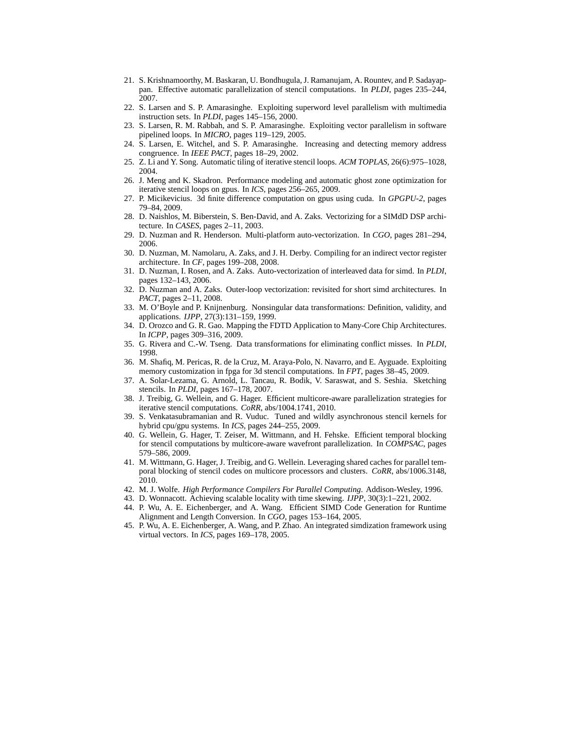21. S. Krishnamoorthy, M. Baskaran, U. Bondhugula, J. Ramanujam, A. Rountev, and P. Sadayappan. Effective automatic parallelization of stencil computations. In *PLDI*, pages 235–244, 2007.
22. S. Larsen and S. P. Amarasinghe. Exploiting superword level parallelism with multimedia instruction sets. In *PLDI*, pages 145–156, 2000.
23. S. Larsen, R. M. Rabbah, and S. P. Amarasinghe. Exploiting vector parallelism in software pipelined loops. In *MICRO*, pages 119–129, 2005.
24. S. Larsen, E. Witchel, and S. P. Amarasinghe. Increasing and detecting memory address congruence. In *IEEE PACT*, pages 18–29, 2002.
25. Z. Li and Y. Song. Automatic tiling of iterative stencil loops. *ACM TOPLAS*, 26(6):975–1028, 2004.
26. J. Meng and K. Skadron. Performance modeling and automatic ghost zone optimization for iterative stencil loops on gpus. In *ICS*, pages 256–265, 2009.
27. P. Micikevicius. 3d finite difference computation on gpus using cuda. In *GPGPU-2*, pages 79–84, 2009.
28. D. Naishlos, M. Biberstein, S. Ben-David, and A. Zaks. Vectorizing for a SIMdD DSP architecture. In *CASES*, pages 2–11, 2003.
29. D. Nuzman and R. Henderson. Multi-platform auto-vectorization. In *CGO*, pages 281–294, 2006.
30. D. Nuzman, M. Namolaru, A. Zaks, and J. H. Derby. Compiling for an indirect vector register architecture. In *CF*, pages 199–208, 2008.
31. D. Nuzman, I. Rosen, and A. Zaks. Auto-vectorization of interleaved data for simd. In *PLDI*, pages 132–143, 2006.
32. D. Nuzman and A. Zaks. Outer-loop vectorization: revisited for short simd architectures. In *PACT*, pages 2–11, 2008.
33. M. O'Boyle and P. Knijnenburg. Nonsingular data transformations: Definition, validity, and applications. *IJPP*, 27(3):131–159, 1999.
34. D. Orozco and G. R. Gao. Mapping the FDTD Application to Many-Core Chip Architectures. In *ICPP*, pages 309–316, 2009.
35. G. Rivera and C.-W. Tseng. Data transformations for eliminating conflict misses. In *PLDI*, 1998.
36. M. Shafiq, M. Pericas, R. de la Cruz, M. Araya-Polo, N. Navarro, and E. Ayguade. Exploiting memory customization in fpga for 3d stencil computations. In *FPT*, pages 38–45, 2009.
37. A. Solar-Lezama, G. Arnold, L. Tancau, R. Bodik, V. Saraswat, and S. Seshia. Sketching stencils. In *PLDI*, pages 167–178, 2007.
38. J. Treibig, G. Wellein, and G. Hager. Efficient multicore-aware parallelization strategies for iterative stencil computations. *CoRR*, abs/1004.1741, 2010.
39. S. Venkatasubramanian and R. Vuduc. Tuned and wildly asynchronous stencil kernels for hybrid cpu/gpu systems. In *ICS*, pages 244–255, 2009.
40. G. Wellein, G. Hager, T. Zeiser, M. Wittmann, and H. Fehske. Efficient temporal blocking for stencil computations by multicore-aware wavefront parallelization. In *COMPSAC*, pages 579–586, 2009.
41. M. Wittmann, G. Hager, J. Treibig, and G. Wellein. Leveraging shared caches for parallel temporal blocking of stencil codes on multicore processors and clusters. *CoRR*, abs/1006.3148, 2010.
42. M. J. Wolfe. *High Performance Compilers For Parallel Computing*. Addison-Wesley, 1996.
43. D. Wonnacott. Achieving scalable locality with time skewing. *IJPP*, 30(3):1–221, 2002.
44. P. Wu, A. E. Eichenberger, and A. Wang. Efficient SIMD Code Generation for Runtime Alignment and Length Conversion. In *CGO*, pages 153–164, 2005.
45. P. Wu, A. E. Eichenberger, A. Wang, and P. Zhao. An integrated simdization framework using virtual vectors. In *ICS*, pages 169–178, 2005.